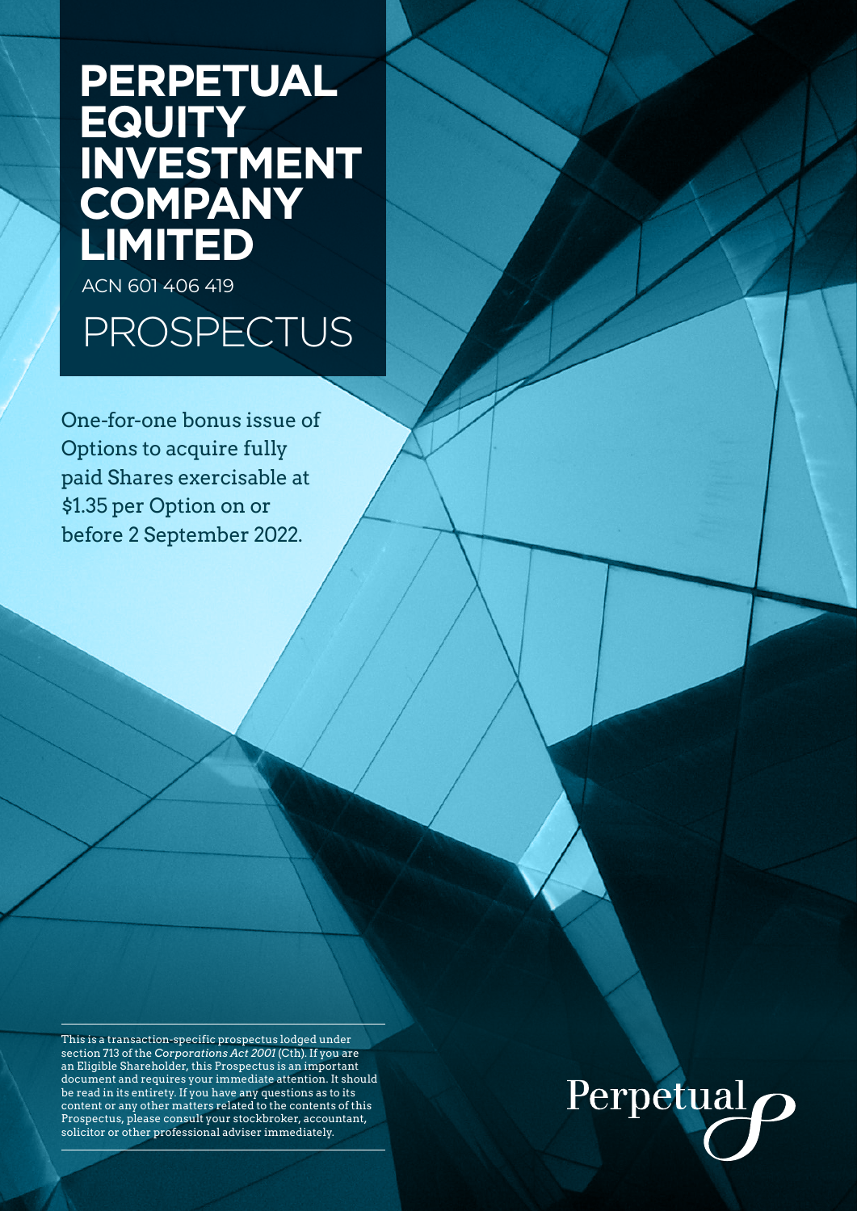# PERPETUAL EQUITY INVESTMENT COMPANY LIMITED

ACN 601 406 419

# PROSPECTUS

One-for-one bonus issue of Options to acquire fully paid Shares exercisable at $1.35 per Option on or before 2 September 2022.

This is a transaction-specific prospectus lodged under section 713 of the *Corporations Act 2001* (Cth). If you are an Eligible Shareholder, this Prospectus is an important document and requires your immediate attention. It should be read in its entirety. If you have any questions as to its content or any other matters related to the contents of this Prospectus, please consult your stockbroker, accountant, solicitor or other professional adviser immediately.

Perpetual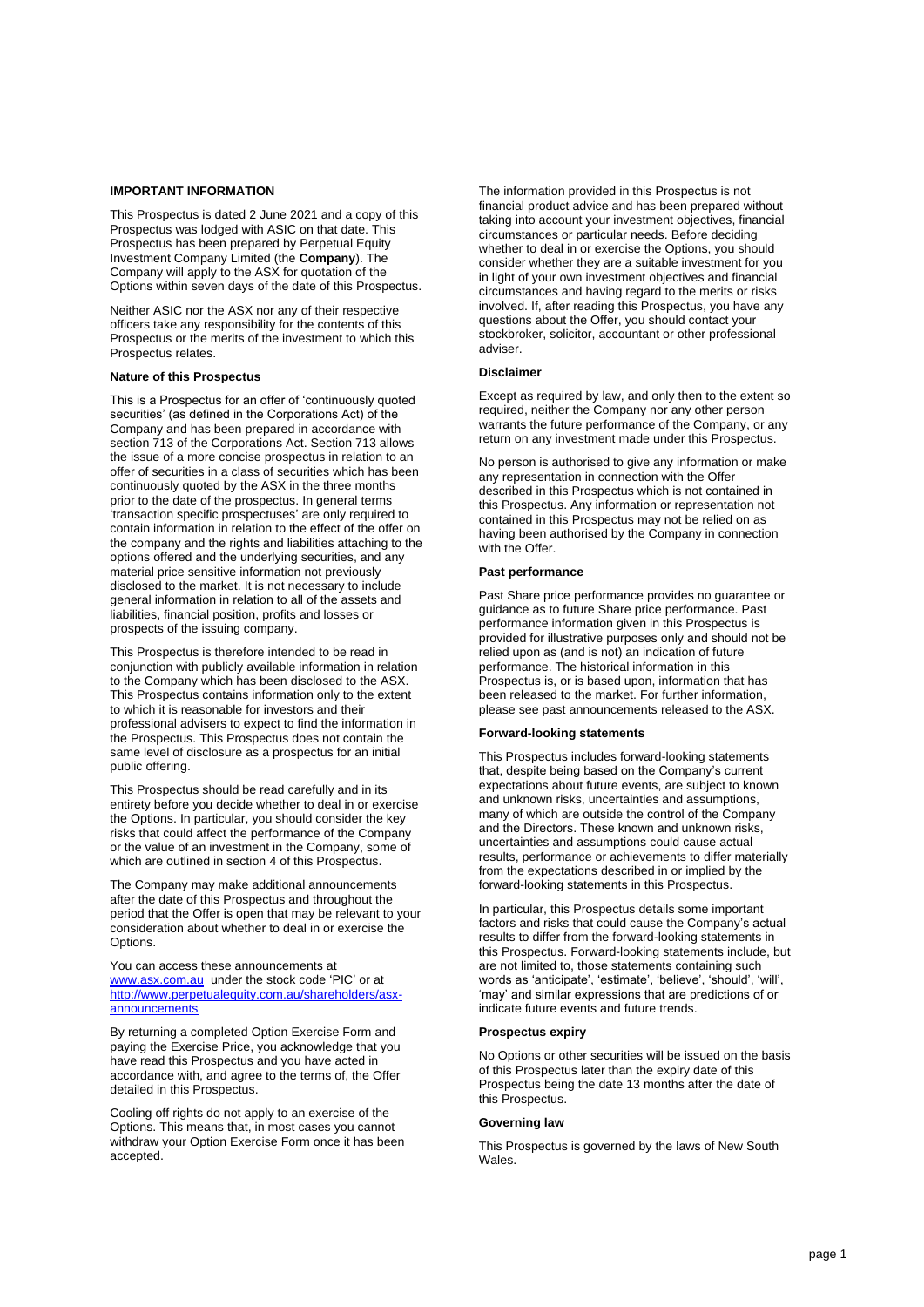## IMPORTANT INFORMATION

This Prospectus is dated 2 June 2021 and a copy of this Prospectus was lodged with ASIC on that date. This Prospectus has been prepared by Perpetual Equity Investment Company Limited (the **Company**). The Company will apply to the ASX for quotation of the Options within seven days of the date of this Prospectus.

Neither ASIC nor the ASX nor any of their respective officers take any responsibility for the contents of this Prospectus or the merits of the investment to which this Prospectus relates.

### Nature of this Prospectus

This is a Prospectus for an offer of 'continuously quoted securities' (as defined in the Corporations Act) of the Company and has been prepared in accordance with section 713 of the Corporations Act. Section 713 allows the issue of a more concise prospectus in relation to an offer of securities in a class of securities which has been continuously quoted by the ASX in the three months prior to the date of the prospectus. In general terms 'transaction specific prospectuses' are only required to contain information in relation to the effect of the offer on the company and the rights and liabilities attaching to the options offered and the underlying securities, and any material price sensitive information not previously disclosed to the market. It is not necessary to include general information in relation to all of the assets and liabilities, financial position, profits and losses or prospects of the issuing company.

This Prospectus is therefore intended to be read in conjunction with publicly available information in relation to the Company which has been disclosed to the ASX. This Prospectus contains information only to the extent to which it is reasonable for investors and their professional advisers to expect to find the information in the Prospectus. This Prospectus does not contain the same level of disclosure as a prospectus for an initial public offering.

This Prospectus should be read carefully and in its entirety before you decide whether to deal in or exercise the Options. In particular, you should consider the key risks that could affect the performance of the Company or the value of an investment in the Company, some of which are outlined in section 4 of this Prospectus.

The Company may make additional announcements after the date of this Prospectus and throughout the period that the Offer is open that may be relevant to your consideration about whether to deal in or exercise the Options.

You can access these announcements at [www.asx.com.au](www.asx.com.au) under the stock code 'PIC' or at [http://www.perpetualequity.com.au/shareholders/asx-announcements](http://www.perpetualequity.com.au/shareholders/asx-announcements)

By returning a completed Option Exercise Form and paying the Exercise Price, you acknowledge that you have read this Prospectus and you have acted in accordance with, and agree to the terms of, the Offer detailed in this Prospectus.

Cooling off rights do not apply to an exercise of the Options. This means that, in most cases you cannot withdraw your Option Exercise Form once it has been accepted.

The information provided in this Prospectus is not financial product advice and has been prepared without taking into account your investment objectives, financial circumstances or particular needs. Before deciding whether to deal in or exercise the Options, you should consider whether they are a suitable investment for you in light of your own investment objectives and financial circumstances and having regard to the merits or risks involved. If, after reading this Prospectus, you have any questions about the Offer, you should contact your stockbroker, solicitor, accountant or other professional adviser.

### Disclaimer

Except as required by law, and only then to the extent so required, neither the Company nor any other person warrants the future performance of the Company, or any return on any investment made under this Prospectus.

No person is authorised to give any information or make any representation in connection with the Offer described in this Prospectus which is not contained in this Prospectus. Any information or representation not contained in this Prospectus may not be relied on as having been authorised by the Company in connection with the Offer.

### Past performance

Past Share price performance provides no guarantee or guidance as to future Share price performance. Past performance information given in this Prospectus is provided for illustrative purposes only and should not be relied upon as (and is not) an indication of future performance. The historical information in this Prospectus is, or is based upon, information that has been released to the market. For further information, please see past announcements released to the ASX.

### Forward-looking statements

This Prospectus includes forward-looking statements that, despite being based on the Company's current expectations about future events, are subject to known and unknown risks, uncertainties and assumptions, many of which are outside the control of the Company and the Directors. These known and unknown risks, uncertainties and assumptions could cause actual results, performance or achievements to differ materially from the expectations described in or implied by the forward-looking statements in this Prospectus.

In particular, this Prospectus details some important factors and risks that could cause the Company's actual results to differ from the forward-looking statements in this Prospectus. Forward-looking statements include, but are not limited to, those statements containing such words as 'anticipate', 'estimate', 'believe', 'should', 'will', 'may' and similar expressions that are predictions of or indicate future events and future trends.

### Prospectus expiry

No Options or other securities will be issued on the basis of this Prospectus later than the expiry date of this Prospectus being the date 13 months after the date of this Prospectus.

### Governing law

This Prospectus is governed by the laws of New South Wales.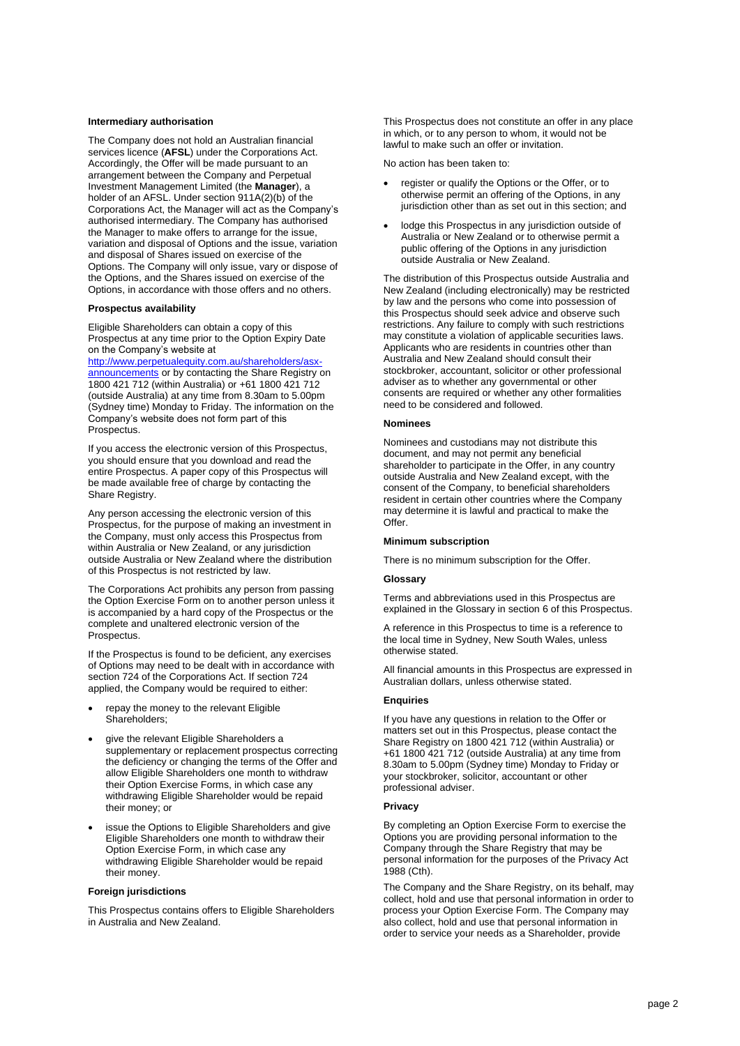**Intermediary authorisation**

The Company does not hold an Australian financial services licence (**AFSL**) under the Corporations Act. Accordingly, the Offer will be made pursuant to an arrangement between the Company and Perpetual Investment Management Limited (the **Manager**), a holder of an AFSL. Under section 911A(2)(b) of the Corporations Act, the Manager will act as the Company's authorised intermediary. The Company has authorised the Manager to make offers to arrange for the issue, variation and disposal of Options and the issue, variation and disposal of Shares issued on exercise of the Options. The Company will only issue, vary or dispose of the Options, and the Shares issued on exercise of the Options, in accordance with those offers and no others.

**Prospectus availability**

Eligible Shareholders can obtain a copy of this Prospectus at any time prior to the Option Expiry Date on the Company's website at http://www.perpetualequity.com.au/shareholders/asx-announcements or by contacting the Share Registry on 1800 421 712 (within Australia) or +61 1800 421 712 (outside Australia) at any time from 8.30am to 5.00pm (Sydney time) Monday to Friday. The information on the Company's website does not form part of this Prospectus.

If you access the electronic version of this Prospectus, you should ensure that you download and read the entire Prospectus. A paper copy of this Prospectus will be made available free of charge by contacting the Share Registry.

Any person accessing the electronic version of this Prospectus, for the purpose of making an investment in the Company, must only access this Prospectus from within Australia or New Zealand, or any jurisdiction outside Australia or New Zealand where the distribution of this Prospectus is not restricted by law.

The Corporations Act prohibits any person from passing the Option Exercise Form on to another person unless it is accompanied by a hard copy of the Prospectus or the complete and unaltered electronic version of the Prospectus.

If the Prospectus is found to be deficient, any exercises of Options may need to be dealt with in accordance with section 724 of the Corporations Act. If section 724 applied, the Company would be required to either:

- repay the money to the relevant Eligible Shareholders;
- give the relevant Eligible Shareholders a supplementary or replacement prospectus correcting the deficiency or changing the terms of the Offer and allow Eligible Shareholders one month to withdraw their Option Exercise Forms, in which case any withdrawing Eligible Shareholder would be repaid their money; or
- issue the Options to Eligible Shareholders and give Eligible Shareholders one month to withdraw their Option Exercise Form, in which case any withdrawing Eligible Shareholder would be repaid their money.

**Foreign jurisdictions**

This Prospectus contains offers to Eligible Shareholders in Australia and New Zealand.

This Prospectus does not constitute an offer in any place in which, or to any person to whom, it would not be lawful to make such an offer or invitation.

No action has been taken to:

- register or qualify the Options or the Offer, or to otherwise permit an offering of the Options, in any jurisdiction other than as set out in this section; and
- lodge this Prospectus in any jurisdiction outside of Australia or New Zealand or to otherwise permit a public offering of the Options in any jurisdiction outside Australia or New Zealand.

The distribution of this Prospectus outside Australia and New Zealand (including electronically) may be restricted by law and the persons who come into possession of this Prospectus should seek advice and observe such restrictions. Any failure to comply with such restrictions may constitute a violation of applicable securities laws. Applicants who are residents in countries other than Australia and New Zealand should consult their stockbroker, accountant, solicitor or other professional adviser as to whether any governmental or other consents are required or whether any other formalities need to be considered and followed.

**Nominees**

Nominees and custodians may not distribute this document, and may not permit any beneficial shareholder to participate in the Offer, in any country outside Australia and New Zealand except, with the consent of the Company, to beneficial shareholders resident in certain other countries where the Company may determine it is lawful and practical to make the Offer.

**Minimum subscription**

There is no minimum subscription for the Offer.

**Glossary**

Terms and abbreviations used in this Prospectus are explained in the Glossary in section 6 of this Prospectus.

A reference in this Prospectus to time is a reference to the local time in Sydney, New South Wales, unless otherwise stated.

All financial amounts in this Prospectus are expressed in Australian dollars, unless otherwise stated.

**Enquiries**

If you have any questions in relation to the Offer or matters set out in this Prospectus, please contact the Share Registry on 1800 421 712 (within Australia) or +61 1800 421 712 (outside Australia) at any time from 8.30am to 5.00pm (Sydney time) Monday to Friday or your stockbroker, solicitor, accountant or other professional adviser.

**Privacy**

By completing an Option Exercise Form to exercise the Options you are providing personal information to the Company through the Share Registry that may be personal information for the purposes of the Privacy Act 1988 (Cth).

The Company and the Share Registry, on its behalf, may collect, hold and use that personal information in order to process your Option Exercise Form. The Company may also collect, hold and use that personal information in order to service your needs as a Shareholder, provide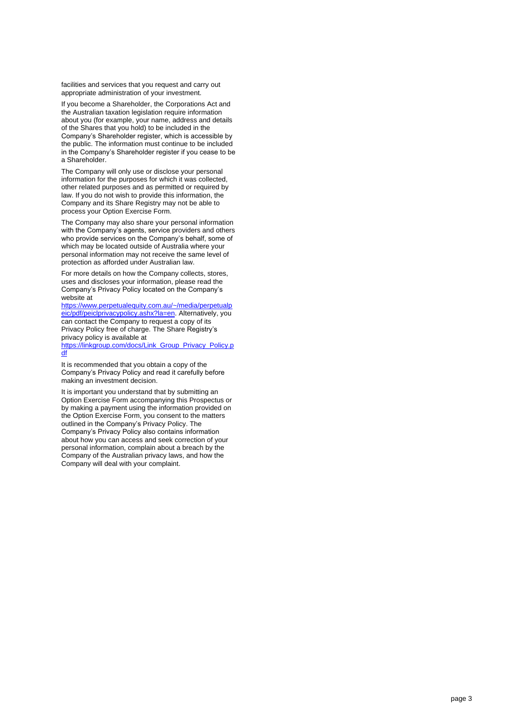facilities and services that you request and carry out appropriate administration of your investment.

If you become a Shareholder, the Corporations Act and the Australian taxation legislation require information about you (for example, your name, address and details of the Shares that you hold) to be included in the Company's Shareholder register, which is accessible by the public. The information must continue to be included in the Company's Shareholder register if you cease to be a Shareholder.

The Company will only use or disclose your personal information for the purposes for which it was collected, other related purposes and as permitted or required by law. If you do not wish to provide this information, the Company and its Share Registry may not be able to process your Option Exercise Form.

The Company may also share your personal information with the Company's agents, service providers and others who provide services on the Company's behalf, some of which may be located outside of Australia where your personal information may not receive the same level of protection as afforded under Australian law.

For more details on how the Company collects, stores, uses and discloses your information, please read the Company's Privacy Policy located on the Company's website at [https://www.perpetualequity.com.au/~/media/perpetualpeic/pdf/peiclprivacypolicy.ashx?la=en](https://www.perpetualequity.com.au/~/media/perpetualpeic/pdf/peiclprivacypolicy.ashx?la=en). Alternatively, you can contact the Company to request a copy of its Privacy Policy free of charge. The Share Registry's privacy policy is available at [https://linkgroup.com/docs/Link_Group_Privacy_Policy.pdf](https://linkgroup.com/docs/Link_Group_Privacy_Policy.pdf)

It is recommended that you obtain a copy of the Company's Privacy Policy and read it carefully before making an investment decision.

It is important you understand that by submitting an Option Exercise Form accompanying this Prospectus or by making a payment using the information provided on the Option Exercise Form, you consent to the matters outlined in the Company's Privacy Policy. The Company's Privacy Policy also contains information about how you can access and seek correction of your personal information, complain about a breach by the Company of the Australian privacy laws, and how the Company will deal with your complaint.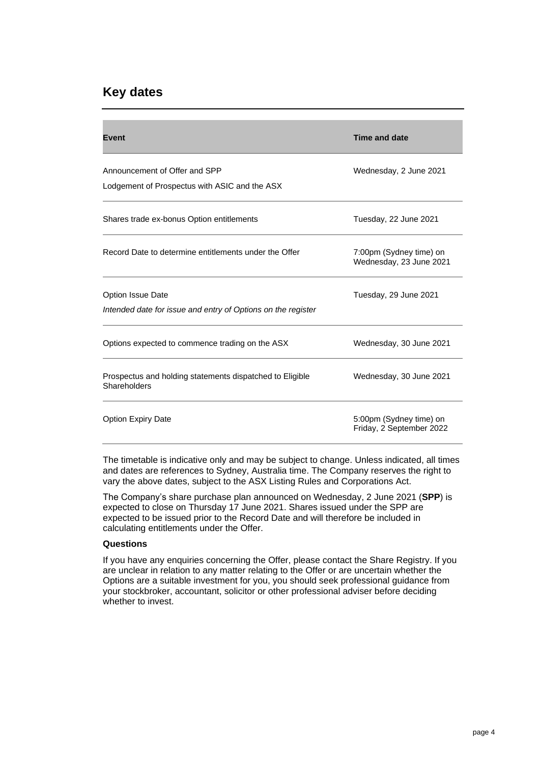## Key dates

| Event | Time and date |
|---|---|
| Announcement of Offer and SPP<br>Lodgement of Prospectus with ASIC and the ASX | Wednesday, 2 June 2021 |
| Shares trade ex-bonus Option entitlements | Tuesday, 22 June 2021 |
| Record Date to determine entitlements under the Offer | 7:00pm (Sydney time) on Wednesday, 23 June 2021 |
| Option Issue Date<br>*Intended date for issue and entry of Options on the register* | Tuesday, 29 June 2021 |
| Options expected to commence trading on the ASX | Wednesday, 30 June 2021 |
| Prospectus and holding statements dispatched to Eligible Shareholders | Wednesday, 30 June 2021 |
| Option Expiry Date | 5:00pm (Sydney time) on Friday, 2 September 2022 |

The timetable is indicative only and may be subject to change. Unless indicated, all times and dates are references to Sydney, Australia time. The Company reserves the right to vary the above dates, subject to the ASX Listing Rules and Corporations Act.

The Company's share purchase plan announced on Wednesday, 2 June 2021 (**SPP**) is expected to close on Thursday 17 June 2021. Shares issued under the SPP are expected to be issued prior to the Record Date and will therefore be included in calculating entitlements under the Offer.

**Questions**

If you have any enquiries concerning the Offer, please contact the Share Registry. If you are unclear in relation to any matter relating to the Offer or are uncertain whether the Options are a suitable investment for you, you should seek professional guidance from your stockbroker, accountant, solicitor or other professional adviser before deciding whether to invest.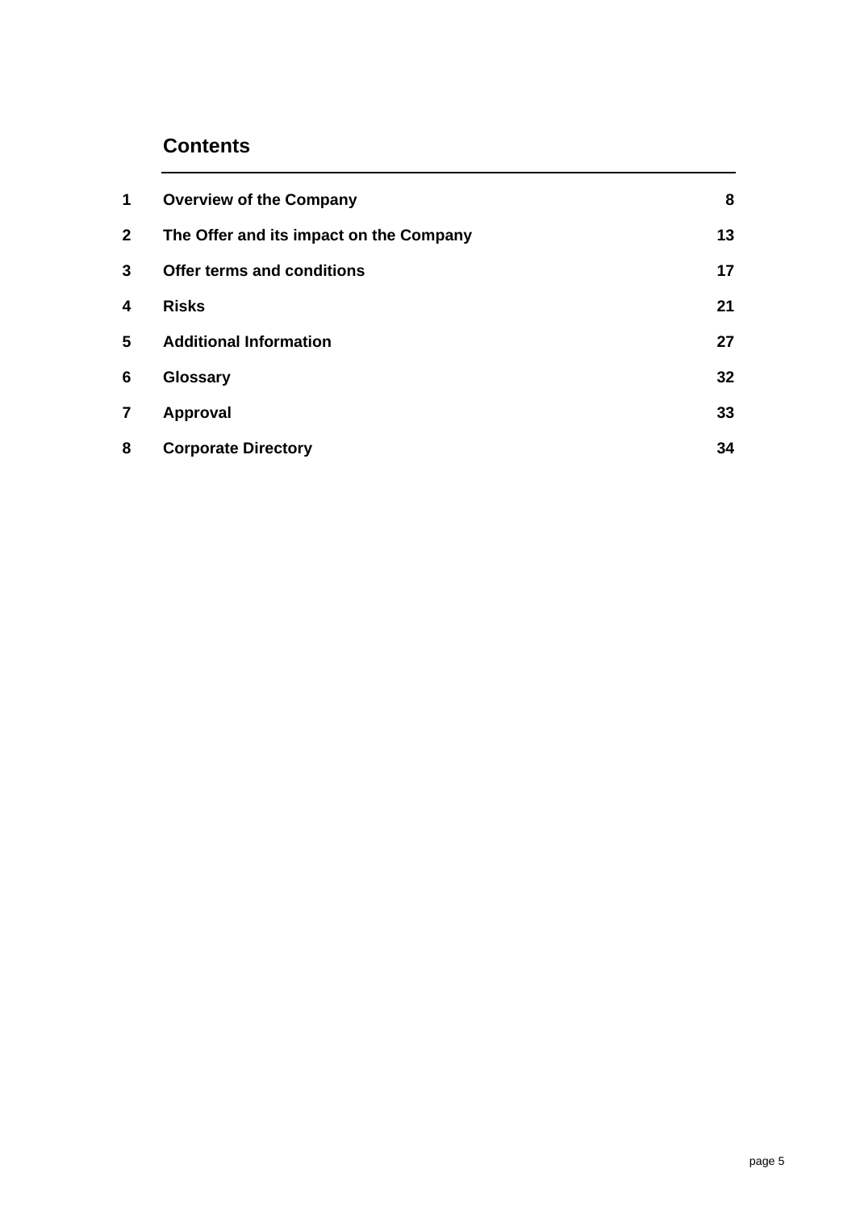## Contents

| | | |
|---|---|---|
| 1 | **Overview of the Company** | **8** |
| 2 | **The Offer and its impact on the Company** | **13** |
| 3 | **Offer terms and conditions** | **17** |
| 4 | **Risks** | **21** |
| 5 | **Additional Information** | **27** |
| 6 | **Glossary** | **32** |
| 7 | **Approval** | **33** |
| 8 | **Corporate Directory** | **34** |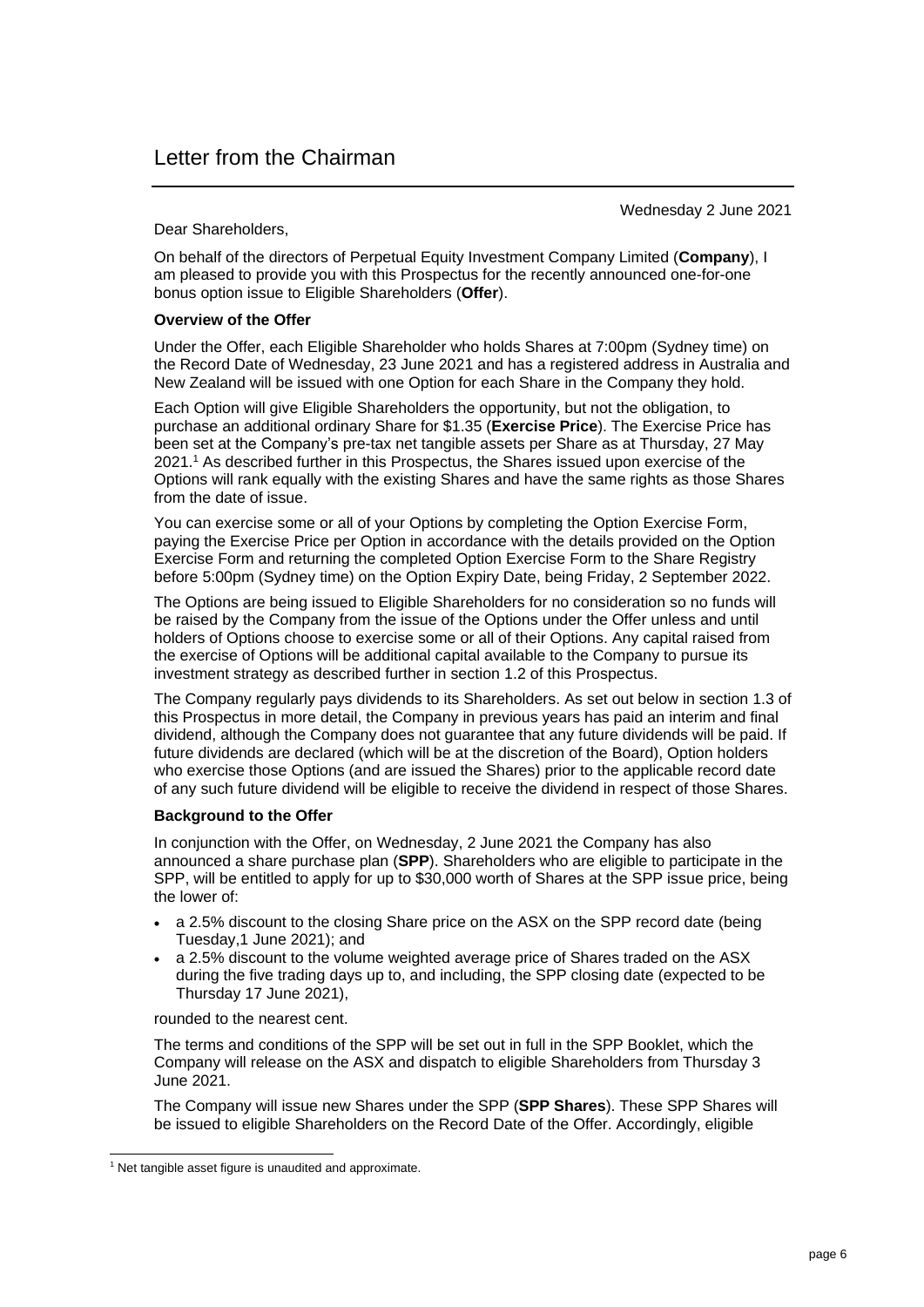# Letter from the Chairman

Wednesday 2 June 2021

Dear Shareholders,

On behalf of the directors of Perpetual Equity Investment Company Limited (**Company**), I am pleased to provide you with this Prospectus for the recently announced one-for-one bonus option issue to Eligible Shareholders (**Offer**).

**Overview of the Offer**

Under the Offer, each Eligible Shareholder who holds Shares at 7:00pm (Sydney time) on the Record Date of Wednesday, 23 June 2021 and has a registered address in Australia and New Zealand will be issued with one Option for each Share in the Company they hold.

Each Option will give Eligible Shareholders the opportunity, but not the obligation, to purchase an additional ordinary Share for $1.35 (**Exercise Price**). The Exercise Price has been set at the Company's pre-tax net tangible assets per Share as at Thursday, 27 May 2021.[1] As described further in this Prospectus, the Shares issued upon exercise of the Options will rank equally with the existing Shares and have the same rights as those Shares from the date of issue.

You can exercise some or all of your Options by completing the Option Exercise Form, paying the Exercise Price per Option in accordance with the details provided on the Option Exercise Form and returning the completed Option Exercise Form to the Share Registry before 5:00pm (Sydney time) on the Option Expiry Date, being Friday, 2 September 2022.

The Options are being issued to Eligible Shareholders for no consideration so no funds will be raised by the Company from the issue of the Options under the Offer unless and until holders of Options choose to exercise some or all of their Options. Any capital raised from the exercise of Options will be additional capital available to the Company to pursue its investment strategy as described further in section 1.2 of this Prospectus.

The Company regularly pays dividends to its Shareholders. As set out below in section 1.3 of this Prospectus in more detail, the Company in previous years has paid an interim and final dividend, although the Company does not guarantee that any future dividends will be paid. If future dividends are declared (which will be at the discretion of the Board), Option holders who exercise those Options (and are issued the Shares) prior to the applicable record date of any such future dividend will be eligible to receive the dividend in respect of those Shares.

**Background to the Offer**

In conjunction with the Offer, on Wednesday, 2 June 2021 the Company has also announced a share purchase plan (**SPP**). Shareholders who are eligible to participate in the SPP, will be entitled to apply for up to $30,000 worth of Shares at the SPP issue price, being the lower of:

- a 2.5% discount to the closing Share price on the ASX on the SPP record date (being Tuesday,1 June 2021); and
- a 2.5% discount to the volume weighted average price of Shares traded on the ASX during the five trading days up to, and including, the SPP closing date (expected to be Thursday 17 June 2021),

rounded to the nearest cent.

The terms and conditions of the SPP will be set out in full in the SPP Booklet, which the Company will release on the ASX and dispatch to eligible Shareholders from Thursday 3 June 2021.

The Company will issue new Shares under the SPP (**SPP Shares**). These SPP Shares will be issued to eligible Shareholders on the Record Date of the Offer. Accordingly, eligible

[1] Net tangible asset figure is unaudited and approximate.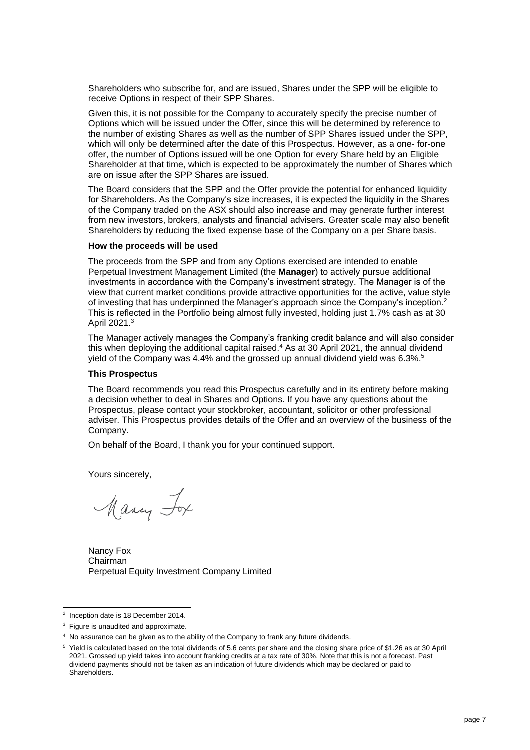Shareholders who subscribe for, and are issued, Shares under the SPP will be eligible to receive Options in respect of their SPP Shares.

Given this, it is not possible for the Company to accurately specify the precise number of Options which will be issued under the Offer, since this will be determined by reference to the number of existing Shares as well as the number of SPP Shares issued under the SPP, which will only be determined after the date of this Prospectus. However, as a one- for-one offer, the number of Options issued will be one Option for every Share held by an Eligible Shareholder at that time, which is expected to be approximately the number of Shares which are on issue after the SPP Shares are issued.

The Board considers that the SPP and the Offer provide the potential for enhanced liquidity for Shareholders. As the Company's size increases, it is expected the liquidity in the Shares of the Company traded on the ASX should also increase and may generate further interest from new investors, brokers, analysts and financial advisers. Greater scale may also benefit Shareholders by reducing the fixed expense base of the Company on a per Share basis.

**How the proceeds will be used**

The proceeds from the SPP and from any Options exercised are intended to enable Perpetual Investment Management Limited (the **Manager**) to actively pursue additional investments in accordance with the Company's investment strategy. The Manager is of the view that current market conditions provide attractive opportunities for the active, value style of investing that has underpinned the Manager's approach since the Company's inception.[2] This is reflected in the Portfolio being almost fully invested, holding just 1.7% cash as at 30 April 2021.[3]

The Manager actively manages the Company's franking credit balance and will also consider this when deploying the additional capital raised.[4] As at 30 April 2021, the annual dividend yield of the Company was 4.4% and the grossed up annual dividend yield was 6.3%.[5]

**This Prospectus**

The Board recommends you read this Prospectus carefully and in its entirety before making a decision whether to deal in Shares and Options. If you have any questions about the Prospectus, please contact your stockbroker, accountant, solicitor or other professional adviser. This Prospectus provides details of the Offer and an overview of the business of the Company.

On behalf of the Board, I thank you for your continued support.

Yours sincerely,

Nancy Fox
Chairman
Perpetual Equity Investment Company Limited

---

[2] Inception date is 18 December 2014.

[3] Figure is unaudited and approximate.

[4] No assurance can be given as to the ability of the Company to frank any future dividends.

[5] Yield is calculated based on the total dividends of 5.6 cents per share and the closing share price of $1.26 as at 30 April 2021. Grossed up yield takes into account franking credits at a tax rate of 30%. Note that this is not a forecast. Past dividend payments should not be taken as an indication of future dividends which may be declared or paid to Shareholders.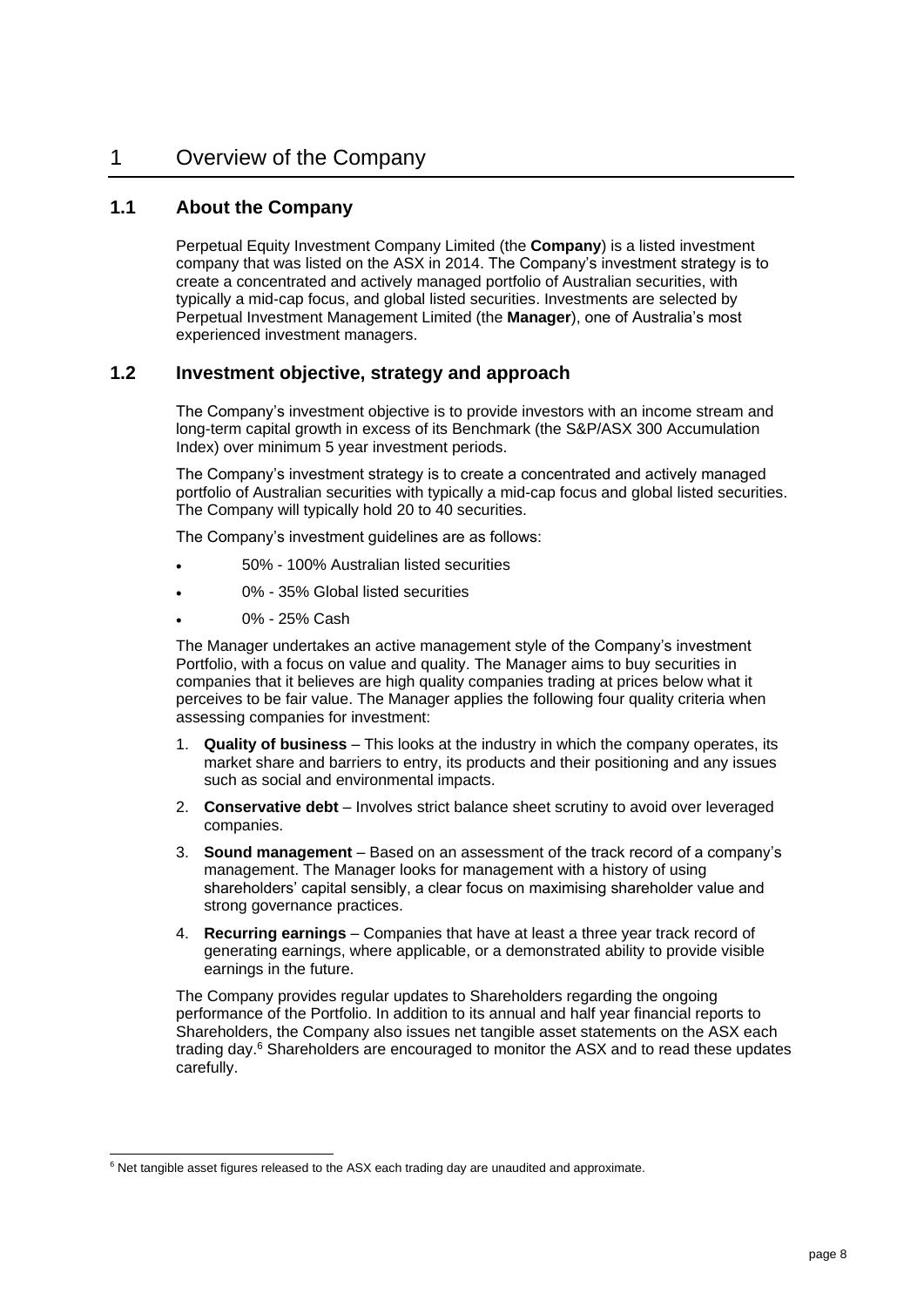# 1 Overview of the Company

## 1.1 About the Company

Perpetual Equity Investment Company Limited (the **Company**) is a listed investment company that was listed on the ASX in 2014. The Company's investment strategy is to create a concentrated and actively managed portfolio of Australian securities, with typically a mid-cap focus, and global listed securities. Investments are selected by Perpetual Investment Management Limited (the **Manager**), one of Australia's most experienced investment managers.

## 1.2 Investment objective, strategy and approach

The Company's investment objective is to provide investors with an income stream and long-term capital growth in excess of its Benchmark (the S&P/ASX 300 Accumulation Index) over minimum 5 year investment periods.

The Company's investment strategy is to create a concentrated and actively managed portfolio of Australian securities with typically a mid-cap focus and global listed securities. The Company will typically hold 20 to 40 securities.

The Company's investment guidelines are as follows:

- 50% - 100% Australian listed securities
- 0% - 35% Global listed securities
- 0% - 25% Cash

The Manager undertakes an active management style of the Company's investment Portfolio, with a focus on value and quality. The Manager aims to buy securities in companies that it believes are high quality companies trading at prices below what it perceives to be fair value. The Manager applies the following four quality criteria when assessing companies for investment:

1. **Quality of business** – This looks at the industry in which the company operates, its market share and barriers to entry, its products and their positioning and any issues such as social and environmental impacts.
2. **Conservative debt** – Involves strict balance sheet scrutiny to avoid over leveraged companies.
3. **Sound management** – Based on an assessment of the track record of a company's management. The Manager looks for management with a history of using shareholders' capital sensibly, a clear focus on maximising shareholder value and strong governance practices.
4. **Recurring earnings** – Companies that have at least a three year track record of generating earnings, where applicable, or a demonstrated ability to provide visible earnings in the future.

The Company provides regular updates to Shareholders regarding the ongoing performance of the Portfolio. In addition to its annual and half year financial reports to Shareholders, the Company also issues net tangible asset statements on the ASX each trading day.[6] Shareholders are encouraged to monitor the ASX and to read these updates carefully.

[6] Net tangible asset figures released to the ASX each trading day are unaudited and approximate.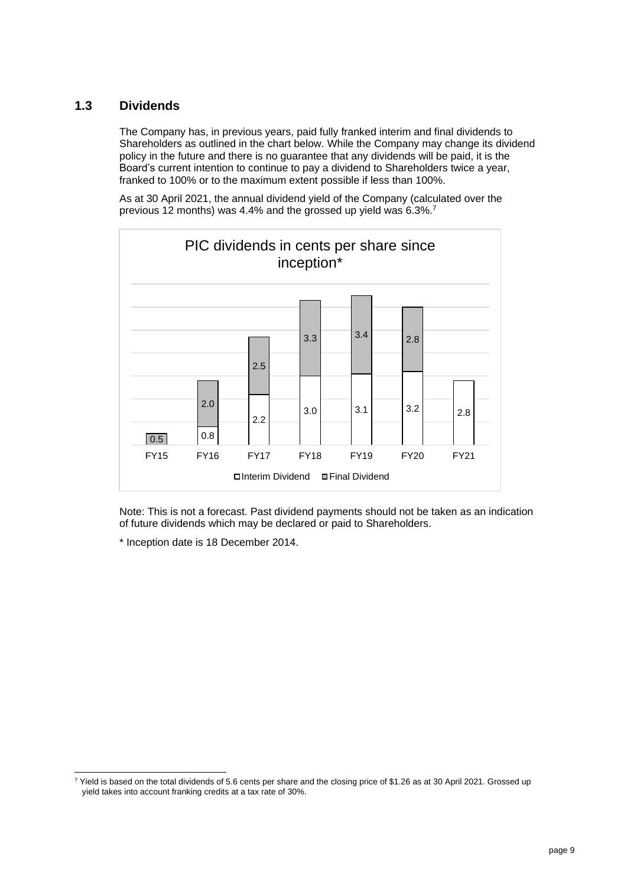## 1.3 Dividends

The Company has, in previous years, paid fully franked interim and final dividends to Shareholders as outlined in the chart below. While the Company may change its dividend policy in the future and there is no guarantee that any dividends will be paid, it is the Board's current intention to continue to pay a dividend to Shareholders twice a year, franked to 100% or to the maximum extent possible if less than 100%.

As at 30 April 2021, the annual dividend yield of the Company (calculated over the previous 12 months) was 4.4% and the grossed up yield was 6.3%.[7]

**PIC dividends in cents per share since inception***

| | FY15 | FY16 | FY17 | FY18 | FY19 | FY20 | FY21 |
|---|---|---|---|---|---|---|---|
| Interim Dividend | | 0.8 | 2.2 | 3.0 | 3.1 | 3.2 | 2.8 |
| Final Dividend | 0.5 | 2.0 | 2.5 | 3.3 | 3.4 | 2.8 | |

Note: This is not a forecast. Past dividend payments should not be taken as an indication of future dividends which may be declared or paid to Shareholders.

* Inception date is 18 December 2014.

---

[7] Yield is based on the total dividends of 5.6 cents per share and the closing price of $1.26 as at 30 April 2021. Grossed up yield takes into account franking credits at a tax rate of 30%.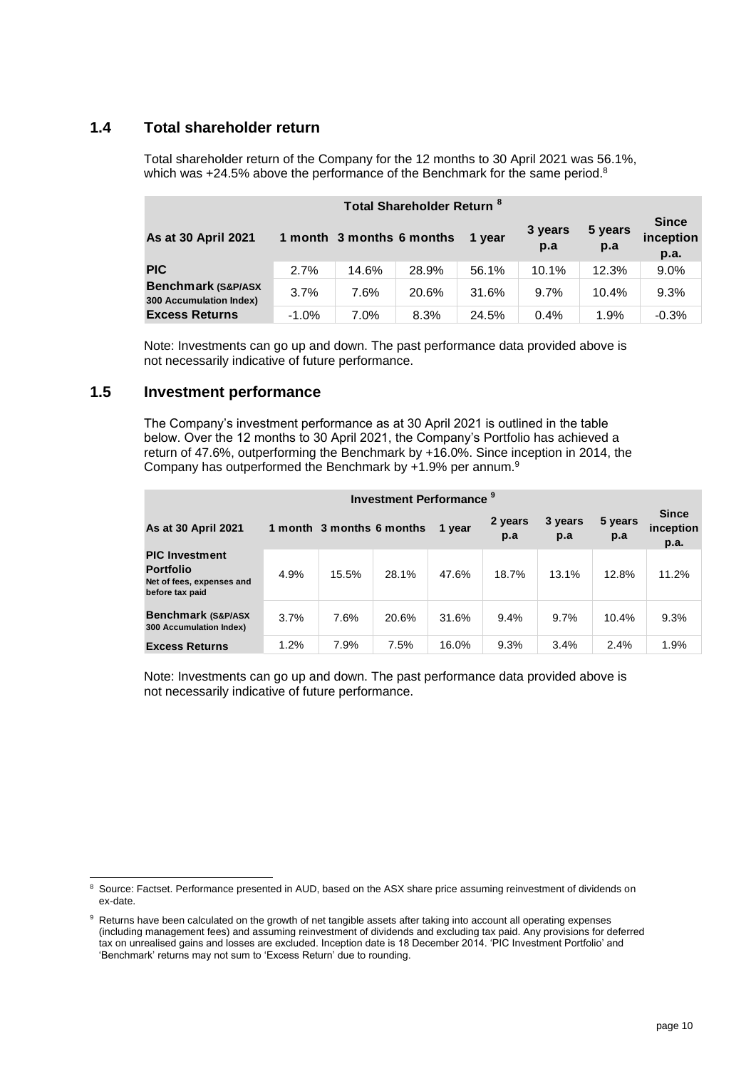## 1.4 Total shareholder return

Total shareholder return of the Company for the 12 months to 30 April 2021 was 56.1%, which was +24.5% above the performance of the Benchmark for the same period.[8]

| Total Shareholder Return [8] | | | | | | | |
|---|---|---|---|---|---|---|---|
| **As at 30 April 2021** | **1 month** | **3 months** | **6 months** | **1 year** | **3 years p.a** | **5 years p.a** | **Since inception p.a.** |
| **PIC** | 2.7% | 14.6% | 28.9% | 56.1% | 10.1% | 12.3% | 9.0% |
| **Benchmark (S&P/ASX 300 Accumulation Index)** | 3.7% | 7.6% | 20.6% | 31.6% | 9.7% | 10.4% | 9.3% |
| **Excess Returns** | -1.0% | 7.0% | 8.3% | 24.5% | 0.4% | 1.9% | -0.3% |

Note: Investments can go up and down. The past performance data provided above is not necessarily indicative of future performance.

## 1.5 Investment performance

The Company's investment performance as at 30 April 2021 is outlined in the table below. Over the 12 months to 30 April 2021, the Company's Portfolio has achieved a return of 47.6%, outperforming the Benchmark by +16.0%. Since inception in 2014, the Company has outperformed the Benchmark by +1.9% per annum.[9]

| Investment Performance [9] | | | | | | | | |
|---|---|---|---|---|---|---|---|---|
| **As at 30 April 2021** | **1 month** | **3 months** | **6 months** | **1 year** | **2 years p.a** | **3 years p.a** | **5 years p.a** | **Since inception p.a.** |
| **PIC Investment Portfolio** Net of fees, expenses and before tax paid | 4.9% | 15.5% | 28.1% | 47.6% | 18.7% | 13.1% | 12.8% | 11.2% |
| **Benchmark (S&P/ASX 300 Accumulation Index)** | 3.7% | 7.6% | 20.6% | 31.6% | 9.4% | 9.7% | 10.4% | 9.3% |
| **Excess Returns** | 1.2% | 7.9% | 7.5% | 16.0% | 9.3% | 3.4% | 2.4% | 1.9% |

Note: Investments can go up and down. The past performance data provided above is not necessarily indicative of future performance.

[8] Source: Factset. Performance presented in AUD, based on the ASX share price assuming reinvestment of dividends on ex-date.

[9] Returns have been calculated on the growth of net tangible assets after taking into account all operating expenses (including management fees) and assuming reinvestment of dividends and excluding tax paid. Any provisions for deferred tax on unrealised gains and losses are excluded. Inception date is 18 December 2014. 'PIC Investment Portfolio' and 'Benchmark' returns may not sum to 'Excess Return' due to rounding.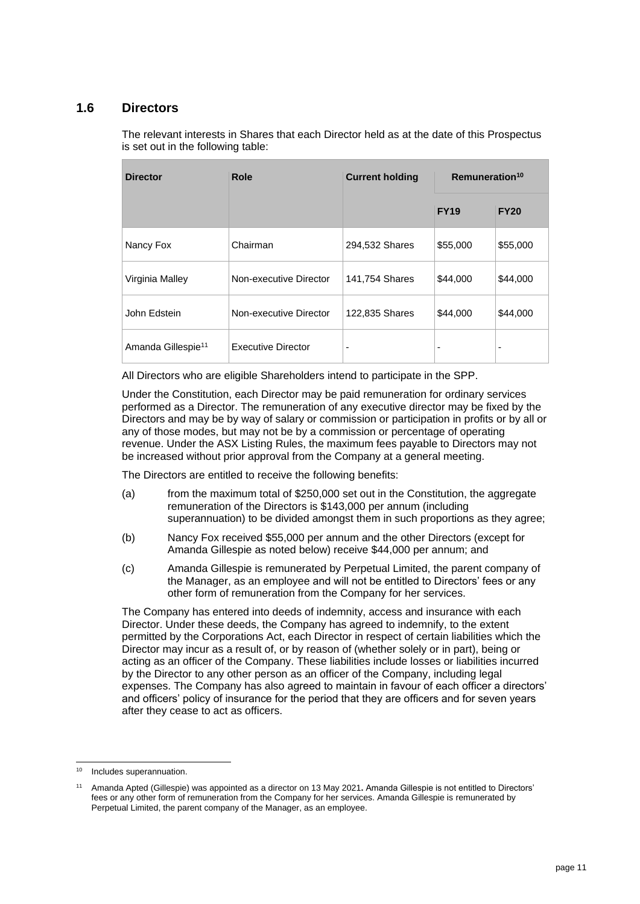## 1.6 Directors

The relevant interests in Shares that each Director held as at the date of this Prospectus is set out in the following table:

| Director | Role | Current holding | Remuneration[10] | |
|---|---|---|---|---|
| | | | FY19 | FY20 |
| Nancy Fox | Chairman | 294,532 Shares | $55,000 | $55,000 |
| Virginia Malley | Non-executive Director | 141,754 Shares | $44,000 | $44,000 |
| John Edstein | Non-executive Director | 122,835 Shares | $44,000 | $44,000 |
| Amanda Gillespie[11] | Executive Director | - | - | - |

All Directors who are eligible Shareholders intend to participate in the SPP.

Under the Constitution, each Director may be paid remuneration for ordinary services performed as a Director. The remuneration of any executive director may be fixed by the Directors and may be by way of salary or commission or participation in profits or by all or any of those modes, but may not be by a commission or percentage of operating revenue. Under the ASX Listing Rules, the maximum fees payable to Directors may not be increased without prior approval from the Company at a general meeting.

The Directors are entitled to receive the following benefits:

(a) from the maximum total of $250,000 set out in the Constitution, the aggregate remuneration of the Directors is $143,000 per annum (including superannuation) to be divided amongst them in such proportions as they agree;

(b) Nancy Fox received $55,000 per annum and the other Directors (except for Amanda Gillespie as noted below) receive $44,000 per annum; and

(c) Amanda Gillespie is remunerated by Perpetual Limited, the parent company of the Manager, as an employee and will not be entitled to Directors' fees or any other form of remuneration from the Company for her services.

The Company has entered into deeds of indemnity, access and insurance with each Director. Under these deeds, the Company has agreed to indemnify, to the extent permitted by the Corporations Act, each Director in respect of certain liabilities which the Director may incur as a result of, or by reason of (whether solely or in part), being or acting as an officer of the Company. These liabilities include losses or liabilities incurred by the Director to any other person as an officer of the Company, including legal expenses. The Company has also agreed to maintain in favour of each officer a directors' and officers' policy of insurance for the period that they are officers and for seven years after they cease to act as officers.

---

[10] Includes superannuation.

[11] Amanda Apted (Gillespie) was appointed as a director on 13 May 2021. Amanda Gillespie is not entitled to Directors' fees or any other form of remuneration from the Company for her services. Amanda Gillespie is remunerated by Perpetual Limited, the parent company of the Manager, as an employee.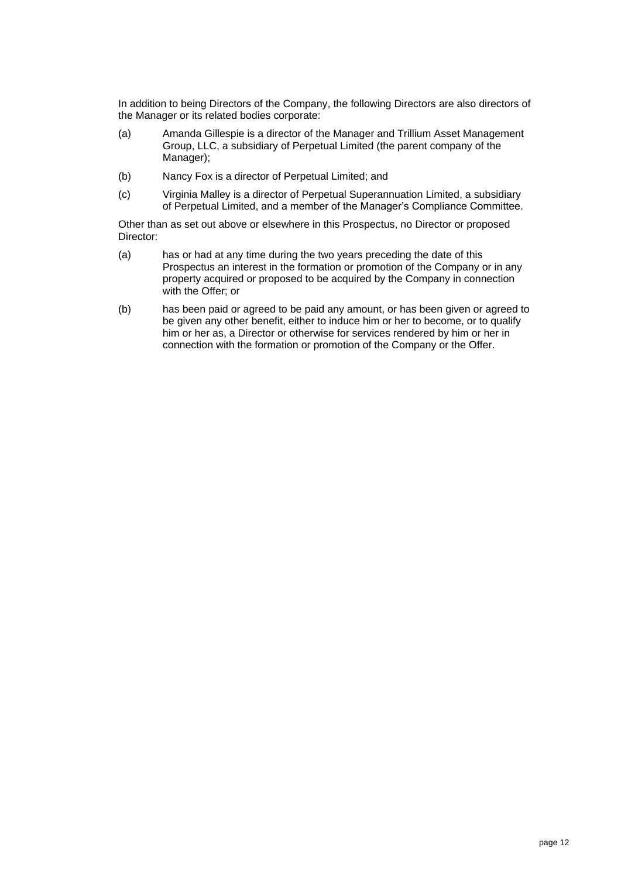In addition to being Directors of the Company, the following Directors are also directors of the Manager or its related bodies corporate:

(a) Amanda Gillespie is a director of the Manager and Trillium Asset Management Group, LLC, a subsidiary of Perpetual Limited (the parent company of the Manager);

(b) Nancy Fox is a director of Perpetual Limited; and

(c) Virginia Malley is a director of Perpetual Superannuation Limited, a subsidiary of Perpetual Limited, and a member of the Manager's Compliance Committee.

Other than as set out above or elsewhere in this Prospectus, no Director or proposed Director:

(a) has or had at any time during the two years preceding the date of this Prospectus an interest in the formation or promotion of the Company or in any property acquired or proposed to be acquired by the Company in connection with the Offer; or

(b) has been paid or agreed to be paid any amount, or has been given or agreed to be given any other benefit, either to induce him or her to become, or to qualify him or her as, a Director or otherwise for services rendered by him or her in connection with the formation or promotion of the Company or the Offer.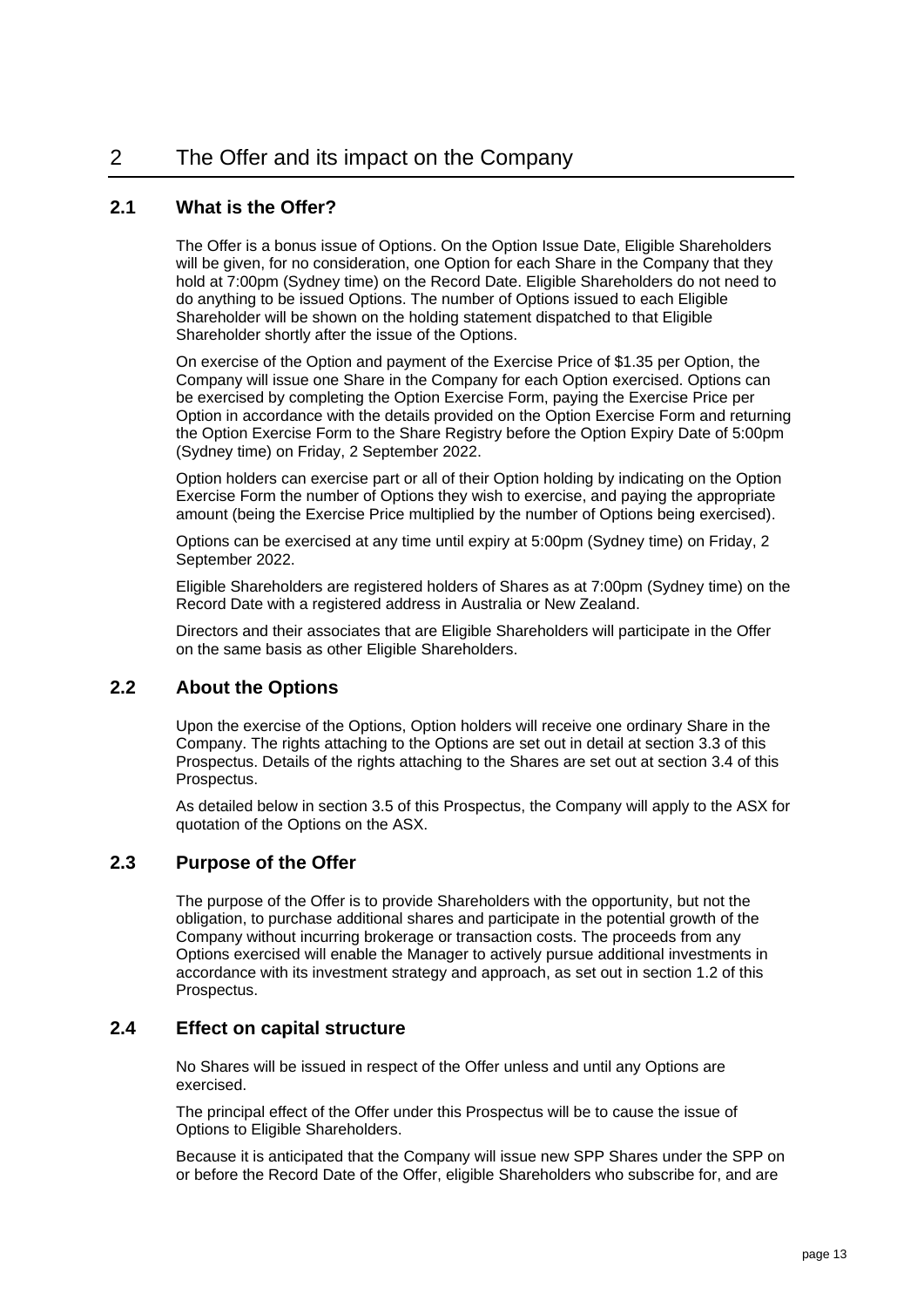# 2 The Offer and its impact on the Company

## 2.1 What is the Offer?

The Offer is a bonus issue of Options. On the Option Issue Date, Eligible Shareholders will be given, for no consideration, one Option for each Share in the Company that they hold at 7:00pm (Sydney time) on the Record Date. Eligible Shareholders do not need to do anything to be issued Options. The number of Options issued to each Eligible Shareholder will be shown on the holding statement dispatched to that Eligible Shareholder shortly after the issue of the Options.

On exercise of the Option and payment of the Exercise Price of $1.35 per Option, the Company will issue one Share in the Company for each Option exercised. Options can be exercised by completing the Option Exercise Form, paying the Exercise Price per Option in accordance with the details provided on the Option Exercise Form and returning the Option Exercise Form to the Share Registry before the Option Expiry Date of 5:00pm (Sydney time) on Friday, 2 September 2022.

Option holders can exercise part or all of their Option holding by indicating on the Option Exercise Form the number of Options they wish to exercise, and paying the appropriate amount (being the Exercise Price multiplied by the number of Options being exercised).

Options can be exercised at any time until expiry at 5:00pm (Sydney time) on Friday, 2 September 2022.

Eligible Shareholders are registered holders of Shares as at 7:00pm (Sydney time) on the Record Date with a registered address in Australia or New Zealand.

Directors and their associates that are Eligible Shareholders will participate in the Offer on the same basis as other Eligible Shareholders.

## 2.2 About the Options

Upon the exercise of the Options, Option holders will receive one ordinary Share in the Company. The rights attaching to the Options are set out in detail at section 3.3 of this Prospectus. Details of the rights attaching to the Shares are set out at section 3.4 of this Prospectus.

As detailed below in section 3.5 of this Prospectus, the Company will apply to the ASX for quotation of the Options on the ASX.

## 2.3 Purpose of the Offer

The purpose of the Offer is to provide Shareholders with the opportunity, but not the obligation, to purchase additional shares and participate in the potential growth of the Company without incurring brokerage or transaction costs. The proceeds from any Options exercised will enable the Manager to actively pursue additional investments in accordance with its investment strategy and approach, as set out in section 1.2 of this Prospectus.

## 2.4 Effect on capital structure

No Shares will be issued in respect of the Offer unless and until any Options are exercised.

The principal effect of the Offer under this Prospectus will be to cause the issue of Options to Eligible Shareholders.

Because it is anticipated that the Company will issue new SPP Shares under the SPP on or before the Record Date of the Offer, eligible Shareholders who subscribe for, and are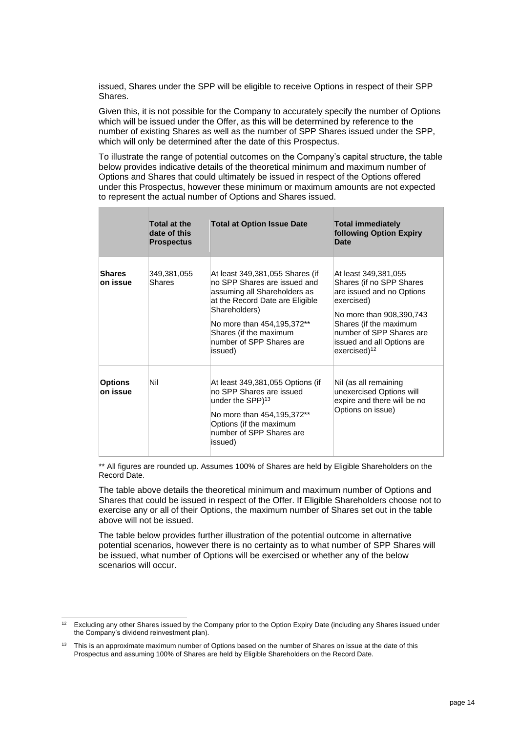issued, Shares under the SPP will be eligible to receive Options in respect of their SPP Shares.

Given this, it is not possible for the Company to accurately specify the number of Options which will be issued under the Offer, as this will be determined by reference to the number of existing Shares as well as the number of SPP Shares issued under the SPP, which will only be determined after the date of this Prospectus.

To illustrate the range of potential outcomes on the Company's capital structure, the table below provides indicative details of the theoretical minimum and maximum number of Options and Shares that could ultimately be issued in respect of the Options offered under this Prospectus, however these minimum or maximum amounts are not expected to represent the actual number of Options and Shares issued.

| | **Total at the date of this Prospectus** | **Total at Option Issue Date** | **Total immediately following Option Expiry Date** |
|---|---|---|---|
| **Shares on issue** | 349,381,055 Shares | At least 349,381,055 Shares (if no SPP Shares are issued and assuming all Shareholders as at the Record Date are Eligible Shareholders)<br><br>No more than 454,195,372** Shares (if the maximum number of SPP Shares are issued) | At least 349,381,055 Shares (if no SPP Shares are issued and no Options exercised)<br><br>No more than 908,390,743 Shares (if the maximum number of SPP Shares are issued and all Options are exercised)[12] |
| **Options on issue** | Nil | At least 349,381,055 Options (if no SPP Shares are issued under the SPP)[13]<br><br>No more than 454,195,372** Options (if the maximum number of SPP Shares are issued) | Nil (as all remaining unexercised Options will expire and there will be no Options on issue) |

** All figures are rounded up. Assumes 100% of Shares are held by Eligible Shareholders on the Record Date.

The table above details the theoretical minimum and maximum number of Options and Shares that could be issued in respect of the Offer. If Eligible Shareholders choose not to exercise any or all of their Options, the maximum number of Shares set out in the table above will not be issued.

The table below provides further illustration of the potential outcome in alternative potential scenarios, however there is no certainty as to what number of SPP Shares will be issued, what number of Options will be exercised or whether any of the below scenarios will occur.

[12] Excluding any other Shares issued by the Company prior to the Option Expiry Date (including any Shares issued under the Company's dividend reinvestment plan).

[13] This is an approximate maximum number of Options based on the number of Shares on issue at the date of this Prospectus and assuming 100% of Shares are held by Eligible Shareholders on the Record Date.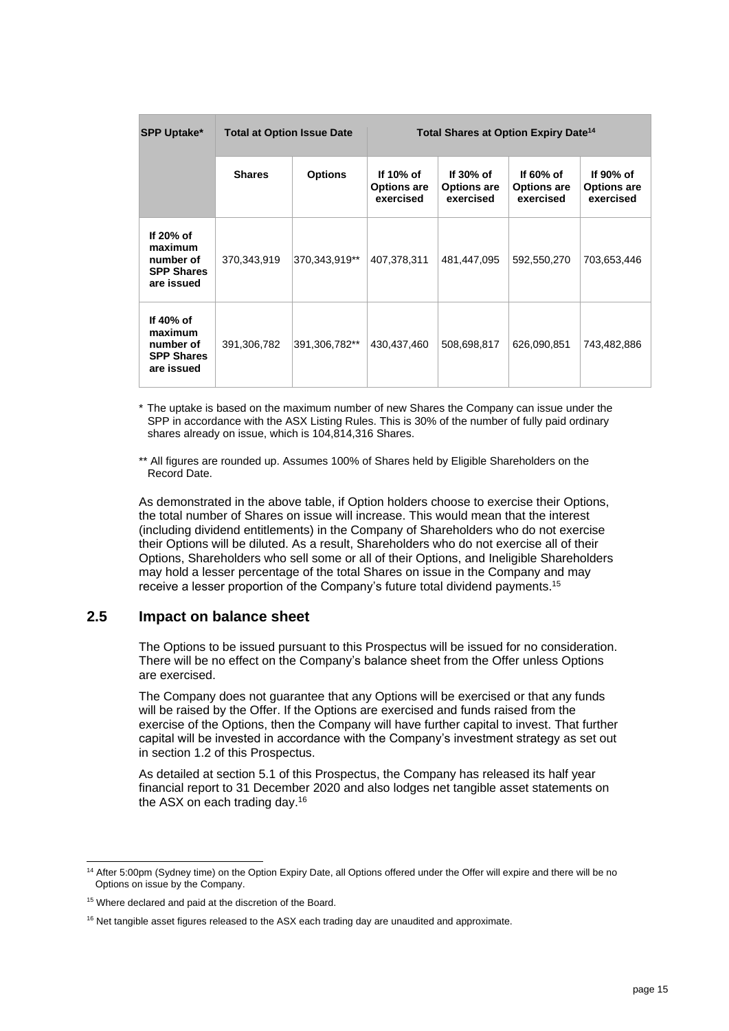| SPP Uptake* | Total at Option Issue Date | | Total Shares at Option Expiry Date[14] | | | |
|---|---|---|---|---|---|---|
| | **Shares** | **Options** | **If 10% of Options are exercised** | **If 30% of Options are exercised** | **If 60% of Options are exercised** | **If 90% of Options are exercised** |
| **If 20% of maximum number of SPP Shares are issued** | 370,343,919 | 370,343,919** | 407,378,311 | 481,447,095 | 592,550,270 | 703,653,446 |
| **If 40% of maximum number of SPP Shares are issued** | 391,306,782 | 391,306,782** | 430,437,460 | 508,698,817 | 626,090,851 | 743,482,886 |

\* The uptake is based on the maximum number of new Shares the Company can issue under the SPP in accordance with the ASX Listing Rules. This is 30% of the number of fully paid ordinary shares already on issue, which is 104,814,316 Shares.

** All figures are rounded up. Assumes 100% of Shares held by Eligible Shareholders on the Record Date.

As demonstrated in the above table, if Option holders choose to exercise their Options, the total number of Shares on issue will increase. This would mean that the interest (including dividend entitlements) in the Company of Shareholders who do not exercise their Options will be diluted. As a result, Shareholders who do not exercise all of their Options, Shareholders who sell some or all of their Options, and Ineligible Shareholders may hold a lesser percentage of the total Shares on issue in the Company and may receive a lesser proportion of the Company's future total dividend payments.[15]

## 2.5 Impact on balance sheet

The Options to be issued pursuant to this Prospectus will be issued for no consideration. There will be no effect on the Company's balance sheet from the Offer unless Options are exercised.

The Company does not guarantee that any Options will be exercised or that any funds will be raised by the Offer. If the Options are exercised and funds raised from the exercise of the Options, then the Company will have further capital to invest. That further capital will be invested in accordance with the Company's investment strategy as set out in section 1.2 of this Prospectus.

As detailed at section 5.1 of this Prospectus, the Company has released its half year financial report to 31 December 2020 and also lodges net tangible asset statements on the ASX on each trading day.[16]

---

[14] After 5:00pm (Sydney time) on the Option Expiry Date, all Options offered under the Offer will expire and there will be no Options on issue by the Company.

[15] Where declared and paid at the discretion of the Board.

[16] Net tangible asset figures released to the ASX each trading day are unaudited and approximate.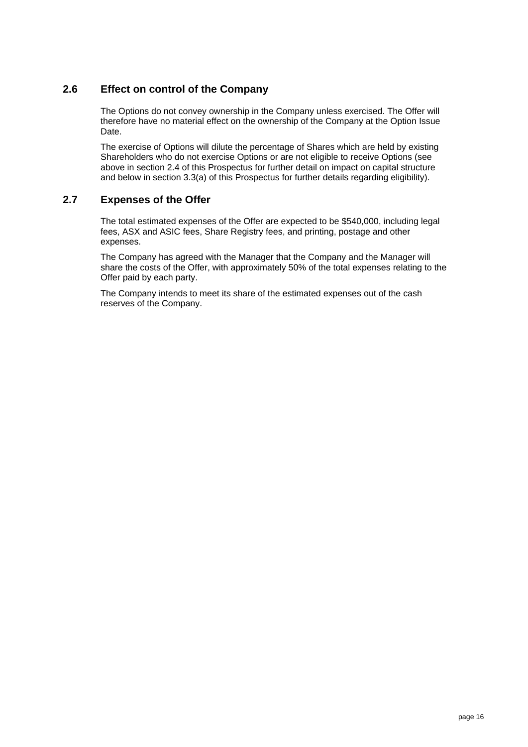## 2.6 Effect on control of the Company

The Options do not convey ownership in the Company unless exercised. The Offer will therefore have no material effect on the ownership of the Company at the Option Issue Date.

The exercise of Options will dilute the percentage of Shares which are held by existing Shareholders who do not exercise Options or are not eligible to receive Options (see above in section 2.4 of this Prospectus for further detail on impact on capital structure and below in section 3.3(a) of this Prospectus for further details regarding eligibility).

## 2.7 Expenses of the Offer

The total estimated expenses of the Offer are expected to be $540,000, including legal fees, ASX and ASIC fees, Share Registry fees, and printing, postage and other expenses.

The Company has agreed with the Manager that the Company and the Manager will share the costs of the Offer, with approximately 50% of the total expenses relating to the Offer paid by each party.

The Company intends to meet its share of the estimated expenses out of the cash reserves of the Company.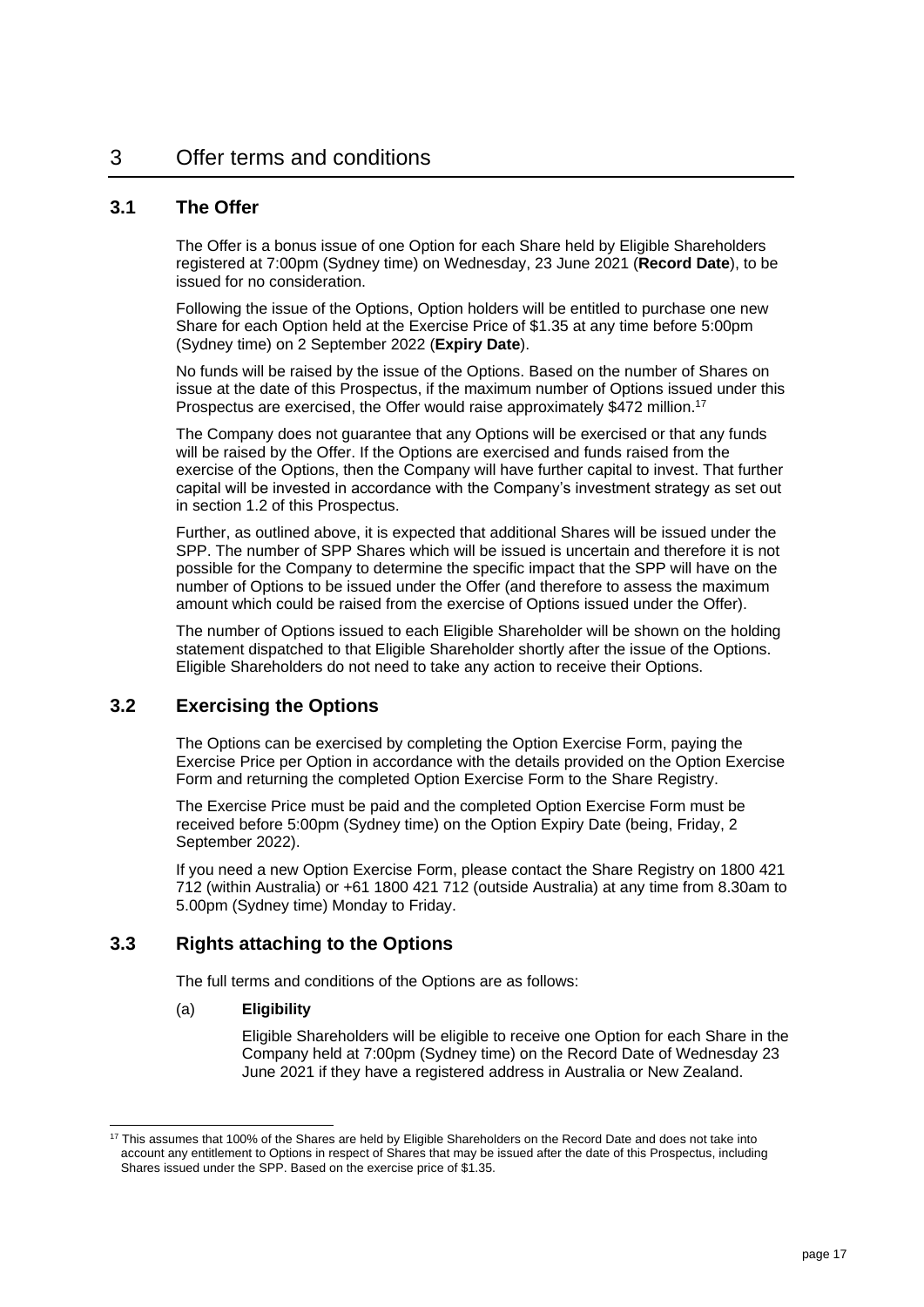# 3 Offer terms and conditions

## 3.1 The Offer

The Offer is a bonus issue of one Option for each Share held by Eligible Shareholders registered at 7:00pm (Sydney time) on Wednesday, 23 June 2021 (**Record Date**), to be issued for no consideration.

Following the issue of the Options, Option holders will be entitled to purchase one new Share for each Option held at the Exercise Price of $1.35 at any time before 5:00pm (Sydney time) on 2 September 2022 (**Expiry Date**).

No funds will be raised by the issue of the Options. Based on the number of Shares on issue at the date of this Prospectus, if the maximum number of Options issued under this Prospectus are exercised, the Offer would raise approximately $472 million.[17]

The Company does not guarantee that any Options will be exercised or that any funds will be raised by the Offer. If the Options are exercised and funds raised from the exercise of the Options, then the Company will have further capital to invest. That further capital will be invested in accordance with the Company's investment strategy as set out in section 1.2 of this Prospectus.

Further, as outlined above, it is expected that additional Shares will be issued under the SPP. The number of SPP Shares which will be issued is uncertain and therefore it is not possible for the Company to determine the specific impact that the SPP will have on the number of Options to be issued under the Offer (and therefore to assess the maximum amount which could be raised from the exercise of Options issued under the Offer).

The number of Options issued to each Eligible Shareholder will be shown on the holding statement dispatched to that Eligible Shareholder shortly after the issue of the Options. Eligible Shareholders do not need to take any action to receive their Options.

## 3.2 Exercising the Options

The Options can be exercised by completing the Option Exercise Form, paying the Exercise Price per Option in accordance with the details provided on the Option Exercise Form and returning the completed Option Exercise Form to the Share Registry.

The Exercise Price must be paid and the completed Option Exercise Form must be received before 5:00pm (Sydney time) on the Option Expiry Date (being, Friday, 2 September 2022).

If you need a new Option Exercise Form, please contact the Share Registry on 1800 421 712 (within Australia) or +61 1800 421 712 (outside Australia) at any time from 8.30am to 5.00pm (Sydney time) Monday to Friday.

## 3.3 Rights attaching to the Options

The full terms and conditions of the Options are as follows:

(a) **Eligibility**

Eligible Shareholders will be eligible to receive one Option for each Share in the Company held at 7:00pm (Sydney time) on the Record Date of Wednesday 23 June 2021 if they have a registered address in Australia or New Zealand.

---

[17] This assumes that 100% of the Shares are held by Eligible Shareholders on the Record Date and does not take into account any entitlement to Options in respect of Shares that may be issued after the date of this Prospectus, including Shares issued under the SPP. Based on the exercise price of $1.35.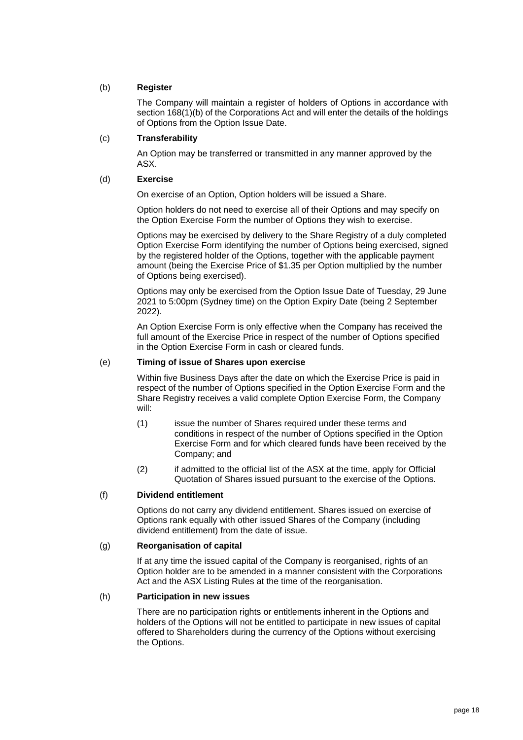(b) **Register**

The Company will maintain a register of holders of Options in accordance with section 168(1)(b) of the Corporations Act and will enter the details of the holdings of Options from the Option Issue Date.

(c) **Transferability**

An Option may be transferred or transmitted in any manner approved by the ASX.

(d) **Exercise**

On exercise of an Option, Option holders will be issued a Share.

Option holders do not need to exercise all of their Options and may specify on the Option Exercise Form the number of Options they wish to exercise.

Options may be exercised by delivery to the Share Registry of a duly completed Option Exercise Form identifying the number of Options being exercised, signed by the registered holder of the Options, together with the applicable payment amount (being the Exercise Price of $1.35 per Option multiplied by the number of Options being exercised).

Options may only be exercised from the Option Issue Date of Tuesday, 29 June 2021 to 5:00pm (Sydney time) on the Option Expiry Date (being 2 September 2022).

An Option Exercise Form is only effective when the Company has received the full amount of the Exercise Price in respect of the number of Options specified in the Option Exercise Form in cash or cleared funds.

(e) **Timing of issue of Shares upon exercise**

Within five Business Days after the date on which the Exercise Price is paid in respect of the number of Options specified in the Option Exercise Form and the Share Registry receives a valid complete Option Exercise Form, the Company will:

(1) issue the number of Shares required under these terms and conditions in respect of the number of Options specified in the Option Exercise Form and for which cleared funds have been received by the Company; and

(2) if admitted to the official list of the ASX at the time, apply for Official Quotation of Shares issued pursuant to the exercise of the Options.

(f) **Dividend entitlement**

Options do not carry any dividend entitlement. Shares issued on exercise of Options rank equally with other issued Shares of the Company (including dividend entitlement) from the date of issue.

(g) **Reorganisation of capital**

If at any time the issued capital of the Company is reorganised, rights of an Option holder are to be amended in a manner consistent with the Corporations Act and the ASX Listing Rules at the time of the reorganisation.

(h) **Participation in new issues**

There are no participation rights or entitlements inherent in the Options and holders of the Options will not be entitled to participate in new issues of capital offered to Shareholders during the currency of the Options without exercising the Options.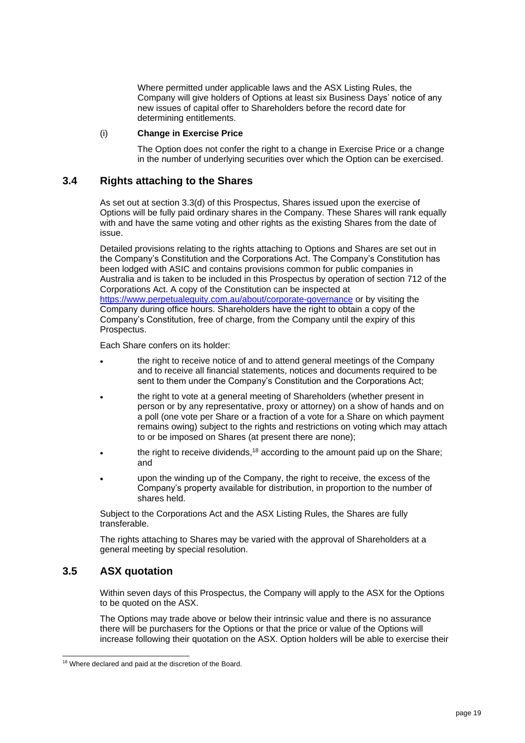Where permitted under applicable laws and the ASX Listing Rules, the Company will give holders of Options at least six Business Days' notice of any new issues of capital offer to Shareholders before the record date for determining entitlements.

(i) **Change in Exercise Price**

The Option does not confer the right to a change in Exercise Price or a change in the number of underlying securities over which the Option can be exercised.

## 3.4 Rights attaching to the Shares

As set out at section 3.3(d) of this Prospectus, Shares issued upon the exercise of Options will be fully paid ordinary shares in the Company. These Shares will rank equally with and have the same voting and other rights as the existing Shares from the date of issue.

Detailed provisions relating to the rights attaching to Options and Shares are set out in the Company's Constitution and the Corporations Act. The Company's Constitution has been lodged with ASIC and contains provisions common for public companies in Australia and is taken to be included in this Prospectus by operation of section 712 of the Corporations Act. A copy of the Constitution can be inspected at https://www.perpetualequity.com.au/about/corporate-governance or by visiting the Company during office hours. Shareholders have the right to obtain a copy of the Company's Constitution, free of charge, from the Company until the expiry of this Prospectus.

Each Share confers on its holder:

- the right to receive notice of and to attend general meetings of the Company and to receive all financial statements, notices and documents required to be sent to them under the Company's Constitution and the Corporations Act;
- the right to vote at a general meeting of Shareholders (whether present in person or by any representative, proxy or attorney) on a show of hands and on a poll (one vote per Share or a fraction of a vote for a Share on which payment remains owing) subject to the rights and restrictions on voting which may attach to or be imposed on Shares (at present there are none);
- the right to receive dividends,[18] according to the amount paid up on the Share; and
- upon the winding up of the Company, the right to receive, the excess of the Company's property available for distribution, in proportion to the number of shares held.

Subject to the Corporations Act and the ASX Listing Rules, the Shares are fully transferable.

The rights attaching to Shares may be varied with the approval of Shareholders at a general meeting by special resolution.

## 3.5 ASX quotation

Within seven days of this Prospectus, the Company will apply to the ASX for the Options to be quoted on the ASX.

The Options may trade above or below their intrinsic value and there is no assurance there will be purchasers for the Options or that the price or value of the Options will increase following their quotation on the ASX. Option holders will be able to exercise their

[18] Where declared and paid at the discretion of the Board.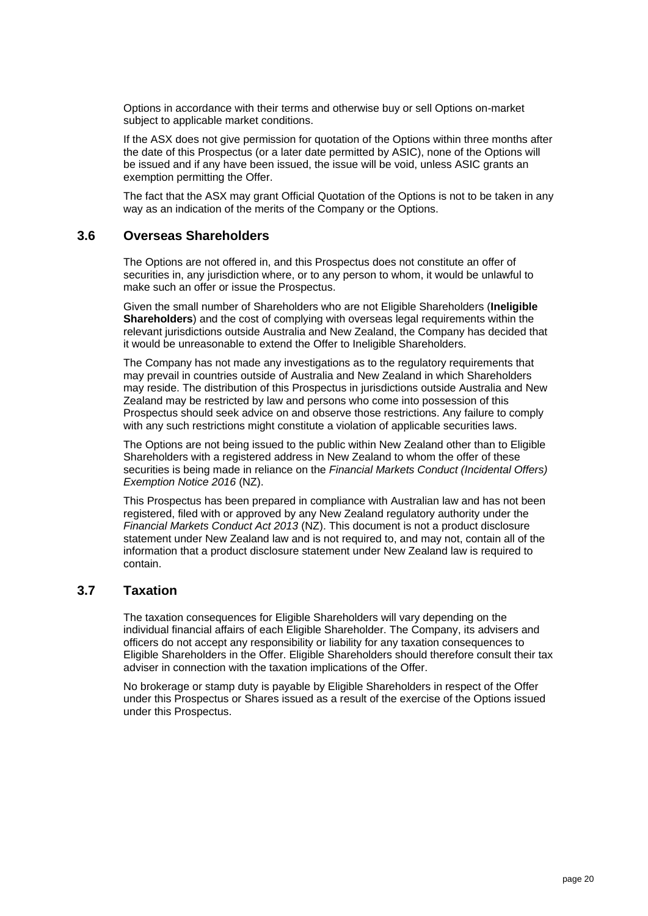Options in accordance with their terms and otherwise buy or sell Options on-market subject to applicable market conditions.

If the ASX does not give permission for quotation of the Options within three months after the date of this Prospectus (or a later date permitted by ASIC), none of the Options will be issued and if any have been issued, the issue will be void, unless ASIC grants an exemption permitting the Offer.

The fact that the ASX may grant Official Quotation of the Options is not to be taken in any way as an indication of the merits of the Company or the Options.

## 3.6 Overseas Shareholders

The Options are not offered in, and this Prospectus does not constitute an offer of securities in, any jurisdiction where, or to any person to whom, it would be unlawful to make such an offer or issue the Prospectus.

Given the small number of Shareholders who are not Eligible Shareholders (**Ineligible Shareholders**) and the cost of complying with overseas legal requirements within the relevant jurisdictions outside Australia and New Zealand, the Company has decided that it would be unreasonable to extend the Offer to Ineligible Shareholders.

The Company has not made any investigations as to the regulatory requirements that may prevail in countries outside of Australia and New Zealand in which Shareholders may reside. The distribution of this Prospectus in jurisdictions outside Australia and New Zealand may be restricted by law and persons who come into possession of this Prospectus should seek advice on and observe those restrictions. Any failure to comply with any such restrictions might constitute a violation of applicable securities laws.

The Options are not being issued to the public within New Zealand other than to Eligible Shareholders with a registered address in New Zealand to whom the offer of these securities is being made in reliance on the *Financial Markets Conduct (Incidental Offers) Exemption Notice 2016* (NZ).

This Prospectus has been prepared in compliance with Australian law and has not been registered, filed with or approved by any New Zealand regulatory authority under the *Financial Markets Conduct Act 2013* (NZ). This document is not a product disclosure statement under New Zealand law and is not required to, and may not, contain all of the information that a product disclosure statement under New Zealand law is required to contain.

## 3.7 Taxation

The taxation consequences for Eligible Shareholders will vary depending on the individual financial affairs of each Eligible Shareholder. The Company, its advisers and officers do not accept any responsibility or liability for any taxation consequences to Eligible Shareholders in the Offer. Eligible Shareholders should therefore consult their tax adviser in connection with the taxation implications of the Offer.

No brokerage or stamp duty is payable by Eligible Shareholders in respect of the Offer under this Prospectus or Shares issued as a result of the exercise of the Options issued under this Prospectus.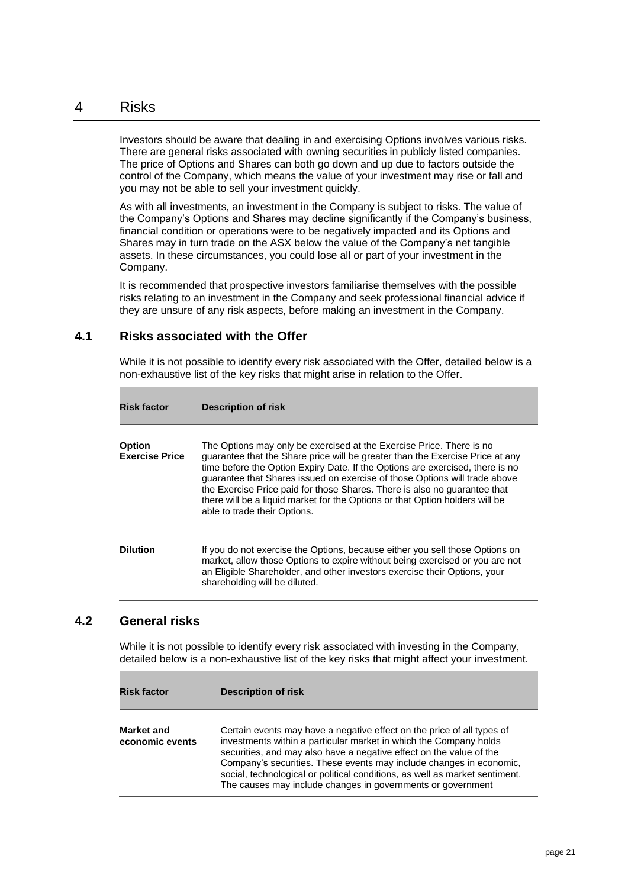# 4 Risks

Investors should be aware that dealing in and exercising Options involves various risks. There are general risks associated with owning securities in publicly listed companies. The price of Options and Shares can both go down and up due to factors outside the control of the Company, which means the value of your investment may rise or fall and you may not be able to sell your investment quickly.

As with all investments, an investment in the Company is subject to risks. The value of the Company's Options and Shares may decline significantly if the Company's business, financial condition or operations were to be negatively impacted and its Options and Shares may in turn trade on the ASX below the value of the Company's net tangible assets. In these circumstances, you could lose all or part of your investment in the Company.

It is recommended that prospective investors familiarise themselves with the possible risks relating to an investment in the Company and seek professional financial advice if they are unsure of any risk aspects, before making an investment in the Company.

## 4.1 Risks associated with the Offer

While it is not possible to identify every risk associated with the Offer, detailed below is a non-exhaustive list of the key risks that might arise in relation to the Offer.

| Risk factor | Description of risk |
|---|---|
| **Option Exercise Price** | The Options may only be exercised at the Exercise Price. There is no guarantee that the Share price will be greater than the Exercise Price at any time before the Option Expiry Date. If the Options are exercised, there is no guarantee that Shares issued on exercise of those Options will trade above the Exercise Price paid for those Shares. There is also no guarantee that there will be a liquid market for the Options or that Option holders will be able to trade their Options. |
| **Dilution** | If you do not exercise the Options, because either you sell those Options on market, allow those Options to expire without being exercised or you are not an Eligible Shareholder, and other investors exercise their Options, your shareholding will be diluted. |

## 4.2 General risks

While it is not possible to identify every risk associated with investing in the Company, detailed below is a non-exhaustive list of the key risks that might affect your investment.

| Risk factor | Description of risk |
|---|---|
| **Market and economic events** | Certain events may have a negative effect on the price of all types of investments within a particular market in which the Company holds securities, and may also have a negative effect on the value of the Company's securities. These events may include changes in economic, social, technological or political conditions, as well as market sentiment. The causes may include changes in governments or government |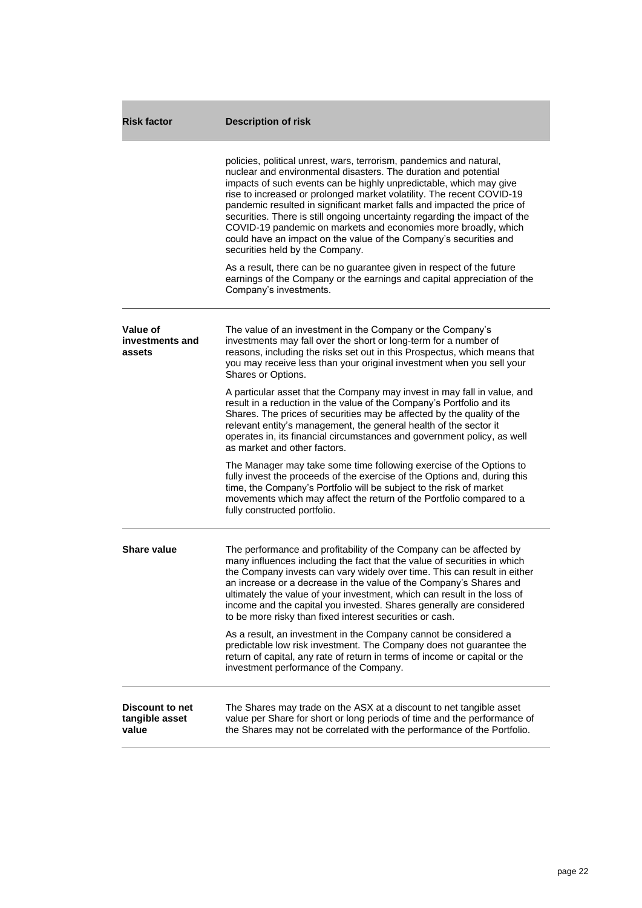| Risk factor | Description of risk |
| --- | --- |
| | policies, political unrest, wars, terrorism, pandemics and natural, nuclear and environmental disasters. The duration and potential impacts of such events can be highly unpredictable, which may give rise to increased or prolonged market volatility. The recent COVID-19 pandemic resulted in significant market falls and impacted the price of securities. There is still ongoing uncertainty regarding the impact of the COVID-19 pandemic on markets and economies more broadly, which could have an impact on the value of the Company's securities and securities held by the Company.<br><br>As a result, there can be no guarantee given in respect of the future earnings of the Company or the earnings and capital appreciation of the Company's investments. |
| **Value of investments and assets** | The value of an investment in the Company or the Company's investments may fall over the short or long-term for a number of reasons, including the risks set out in this Prospectus, which means that you may receive less than your original investment when you sell your Shares or Options.<br><br>A particular asset that the Company may invest in may fall in value, and result in a reduction in the value of the Company's Portfolio and its Shares. The prices of securities may be affected by the quality of the relevant entity's management, the general health of the sector it operates in, its financial circumstances and government policy, as well as market and other factors.<br><br>The Manager may take some time following exercise of the Options to fully invest the proceeds of the exercise of the Options and, during this time, the Company's Portfolio will be subject to the risk of market movements which may affect the return of the Portfolio compared to a fully constructed portfolio. |
| **Share value** | The performance and profitability of the Company can be affected by many influences including the fact that the value of securities in which the Company invests can vary widely over time. This can result in either an increase or a decrease in the value of the Company's Shares and ultimately the value of your investment, which can result in the loss of income and the capital you invested. Shares generally are considered to be more risky than fixed interest securities or cash.<br><br>As a result, an investment in the Company cannot be considered a predictable low risk investment. The Company does not guarantee the return of capital, any rate of return in terms of income or capital or the investment performance of the Company. |
| **Discount to net tangible asset value** | The Shares may trade on the ASX at a discount to net tangible asset value per Share for short or long periods of time and the performance of the Shares may not be correlated with the performance of the Portfolio. |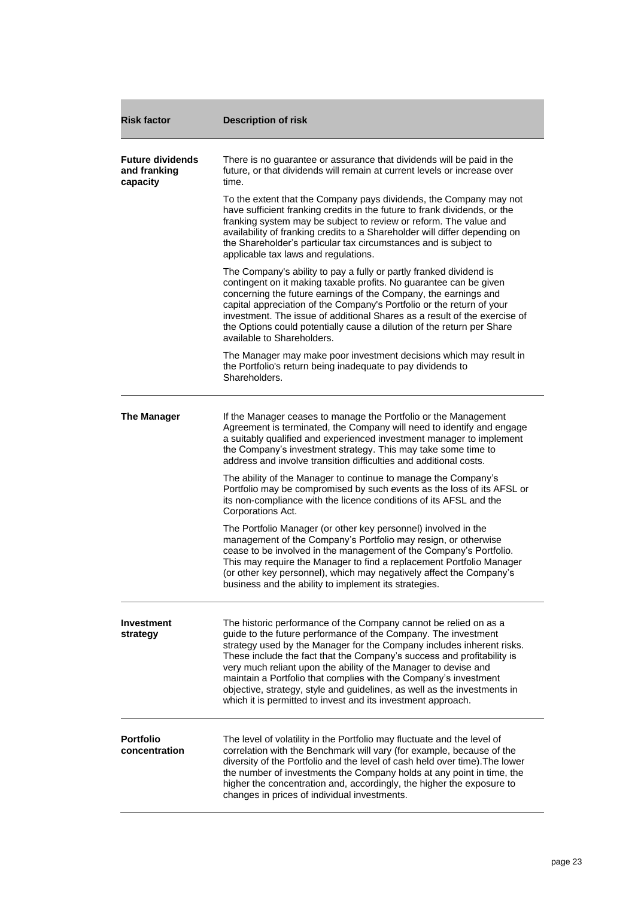| Risk factor | Description of risk |
|---|---|
| **Future dividends and franking capacity** | There is no guarantee or assurance that dividends will be paid in the future, or that dividends will remain at current levels or increase over time.<br><br>To the extent that the Company pays dividends, the Company may not have sufficient franking credits in the future to frank dividends, or the franking system may be subject to review or reform. The value and availability of franking credits to a Shareholder will differ depending on the Shareholder's particular tax circumstances and is subject to applicable tax laws and regulations.<br><br>The Company's ability to pay a fully or partly franked dividend is contingent on it making taxable profits. No guarantee can be given concerning the future earnings of the Company, the earnings and capital appreciation of the Company's Portfolio or the return of your investment. The issue of additional Shares as a result of the exercise of the Options could potentially cause a dilution of the return per Share available to Shareholders.<br><br>The Manager may make poor investment decisions which may result in the Portfolio's return being inadequate to pay dividends to Shareholders. |
| **The Manager** | If the Manager ceases to manage the Portfolio or the Management Agreement is terminated, the Company will need to identify and engage a suitably qualified and experienced investment manager to implement the Company's investment strategy. This may take some time to address and involve transition difficulties and additional costs.<br><br>The ability of the Manager to continue to manage the Company's Portfolio may be compromised by such events as the loss of its AFSL or its non-compliance with the licence conditions of its AFSL and the Corporations Act.<br><br>The Portfolio Manager (or other key personnel) involved in the management of the Company's Portfolio may resign, or otherwise cease to be involved in the management of the Company's Portfolio. This may require the Manager to find a replacement Portfolio Manager (or other key personnel), which may negatively affect the Company's business and the ability to implement its strategies. |
| **Investment strategy** | The historic performance of the Company cannot be relied on as a guide to the future performance of the Company. The investment strategy used by the Manager for the Company includes inherent risks. These include the fact that the Company's success and profitability is very much reliant upon the ability of the Manager to devise and maintain a Portfolio that complies with the Company's investment objective, strategy, style and guidelines, as well as the investments in which it is permitted to invest and its investment approach. |
| **Portfolio concentration** | The level of volatility in the Portfolio may fluctuate and the level of correlation with the Benchmark will vary (for example, because of the diversity of the Portfolio and the level of cash held over time).The lower the number of investments the Company holds at any point in time, the higher the concentration and, accordingly, the higher the exposure to changes in prices of individual investments. |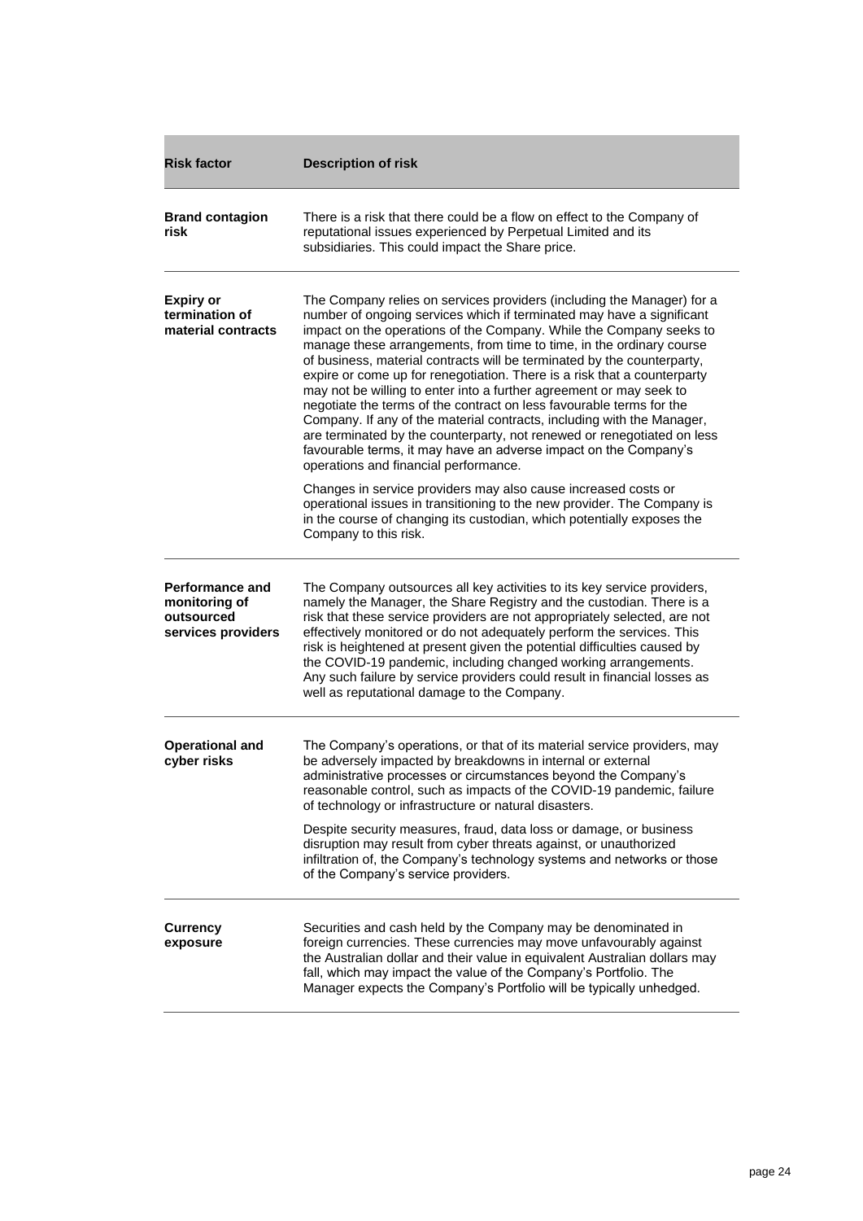| Risk factor | Description of risk |
| --- | --- |
| **Brand contagion risk** | There is a risk that there could be a flow on effect to the Company of reputational issues experienced by Perpetual Limited and its subsidiaries. This could impact the Share price. |
| **Expiry or termination of material contracts** | The Company relies on services providers (including the Manager) for a number of ongoing services which if terminated may have a significant impact on the operations of the Company. While the Company seeks to manage these arrangements, from time to time, in the ordinary course of business, material contracts will be terminated by the counterparty, expire or come up for renegotiation. There is a risk that a counterparty may not be willing to enter into a further agreement or may seek to negotiate the terms of the contract on less favourable terms for the Company. If any of the material contracts, including with the Manager, are terminated by the counterparty, not renewed or renegotiated on less favourable terms, it may have an adverse impact on the Company's operations and financial performance.<br><br>Changes in service providers may also cause increased costs or operational issues in transitioning to the new provider. The Company is in the course of changing its custodian, which potentially exposes the Company to this risk. |
| **Performance and monitoring of outsourced services providers** | The Company outsources all key activities to its key service providers, namely the Manager, the Share Registry and the custodian. There is a risk that these service providers are not appropriately selected, are not effectively monitored or do not adequately perform the services. This risk is heightened at present given the potential difficulties caused by the COVID-19 pandemic, including changed working arrangements. Any such failure by service providers could result in financial losses as well as reputational damage to the Company. |
| **Operational and cyber risks** | The Company's operations, or that of its material service providers, may be adversely impacted by breakdowns in internal or external administrative processes or circumstances beyond the Company's reasonable control, such as impacts of the COVID-19 pandemic, failure of technology or infrastructure or natural disasters.<br><br>Despite security measures, fraud, data loss or damage, or business disruption may result from cyber threats against, or unauthorized infiltration of, the Company's technology systems and networks or those of the Company's service providers. |
| **Currency exposure** | Securities and cash held by the Company may be denominated in foreign currencies. These currencies may move unfavourably against the Australian dollar and their value in equivalent Australian dollars may fall, which may impact the value of the Company's Portfolio. The Manager expects the Company's Portfolio will be typically unhedged. |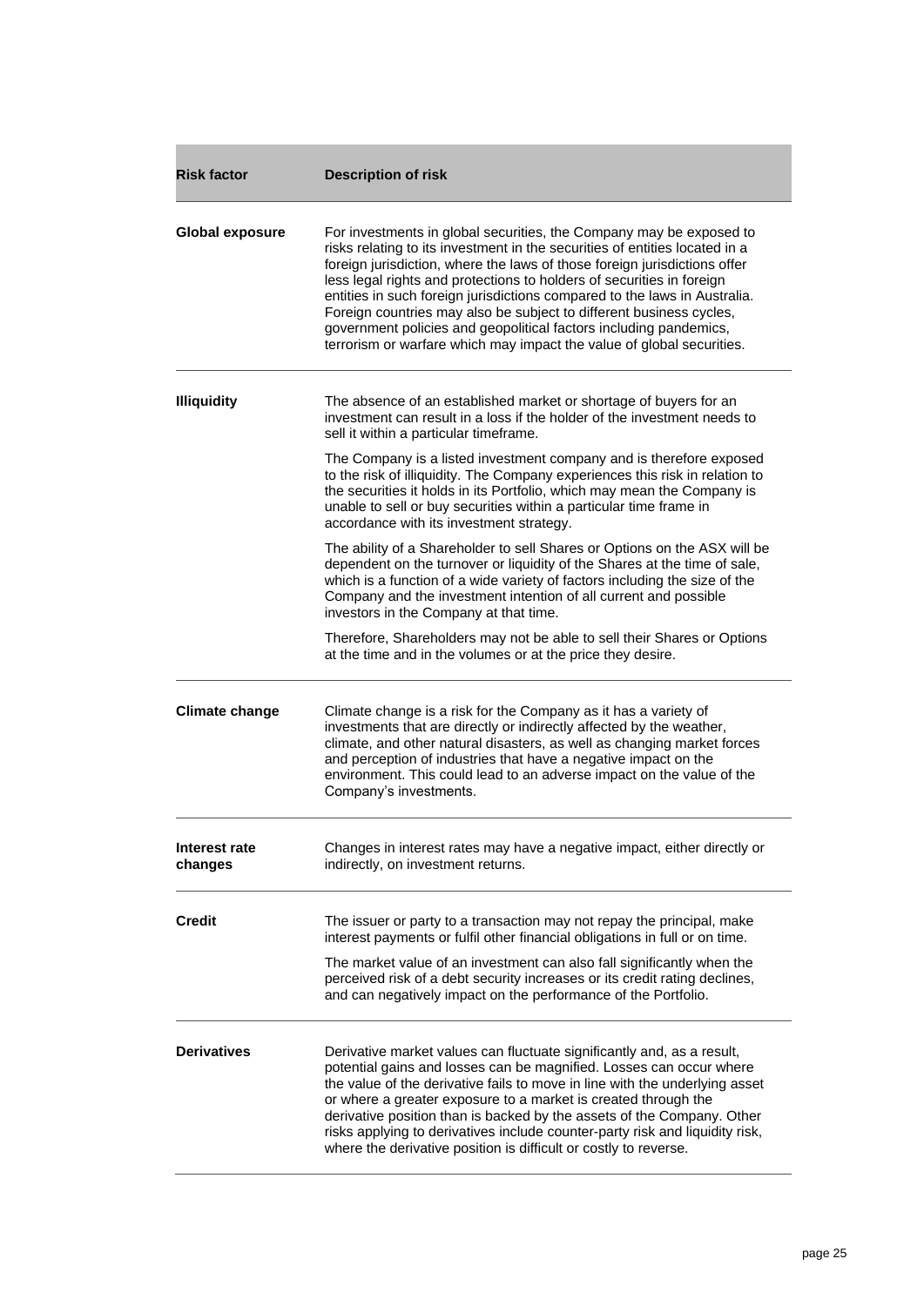| Risk factor | Description of risk |
|---|---|
| **Global exposure** | For investments in global securities, the Company may be exposed to risks relating to its investment in the securities of entities located in a foreign jurisdiction, where the laws of those foreign jurisdictions offer less legal rights and protections to holders of securities in foreign entities in such foreign jurisdictions compared to the laws in Australia. Foreign countries may also be subject to different business cycles, government policies and geopolitical factors including pandemics, terrorism or warfare which may impact the value of global securities. |
| **Illiquidity** | The absence of an established market or shortage of buyers for an investment can result in a loss if the holder of the investment needs to sell it within a particular timeframe.<br><br>The Company is a listed investment company and is therefore exposed to the risk of illiquidity. The Company experiences this risk in relation to the securities it holds in its Portfolio, which may mean the Company is unable to sell or buy securities within a particular time frame in accordance with its investment strategy.<br><br>The ability of a Shareholder to sell Shares or Options on the ASX will be dependent on the turnover or liquidity of the Shares at the time of sale, which is a function of a wide variety of factors including the size of the Company and the investment intention of all current and possible investors in the Company at that time.<br><br>Therefore, Shareholders may not be able to sell their Shares or Options at the time and in the volumes or at the price they desire. |
| **Climate change** | Climate change is a risk for the Company as it has a variety of investments that are directly or indirectly affected by the weather, climate, and other natural disasters, as well as changing market forces and perception of industries that have a negative impact on the environment. This could lead to an adverse impact on the value of the Company's investments. |
| **Interest rate changes** | Changes in interest rates may have a negative impact, either directly or indirectly, on investment returns. |
| **Credit** | The issuer or party to a transaction may not repay the principal, make interest payments or fulfil other financial obligations in full or on time.<br><br>The market value of an investment can also fall significantly when the perceived risk of a debt security increases or its credit rating declines, and can negatively impact on the performance of the Portfolio. |
| **Derivatives** | Derivative market values can fluctuate significantly and, as a result, potential gains and losses can be magnified. Losses can occur where the value of the derivative fails to move in line with the underlying asset or where a greater exposure to a market is created through the derivative position than is backed by the assets of the Company. Other risks applying to derivatives include counter-party risk and liquidity risk, where the derivative position is difficult or costly to reverse. |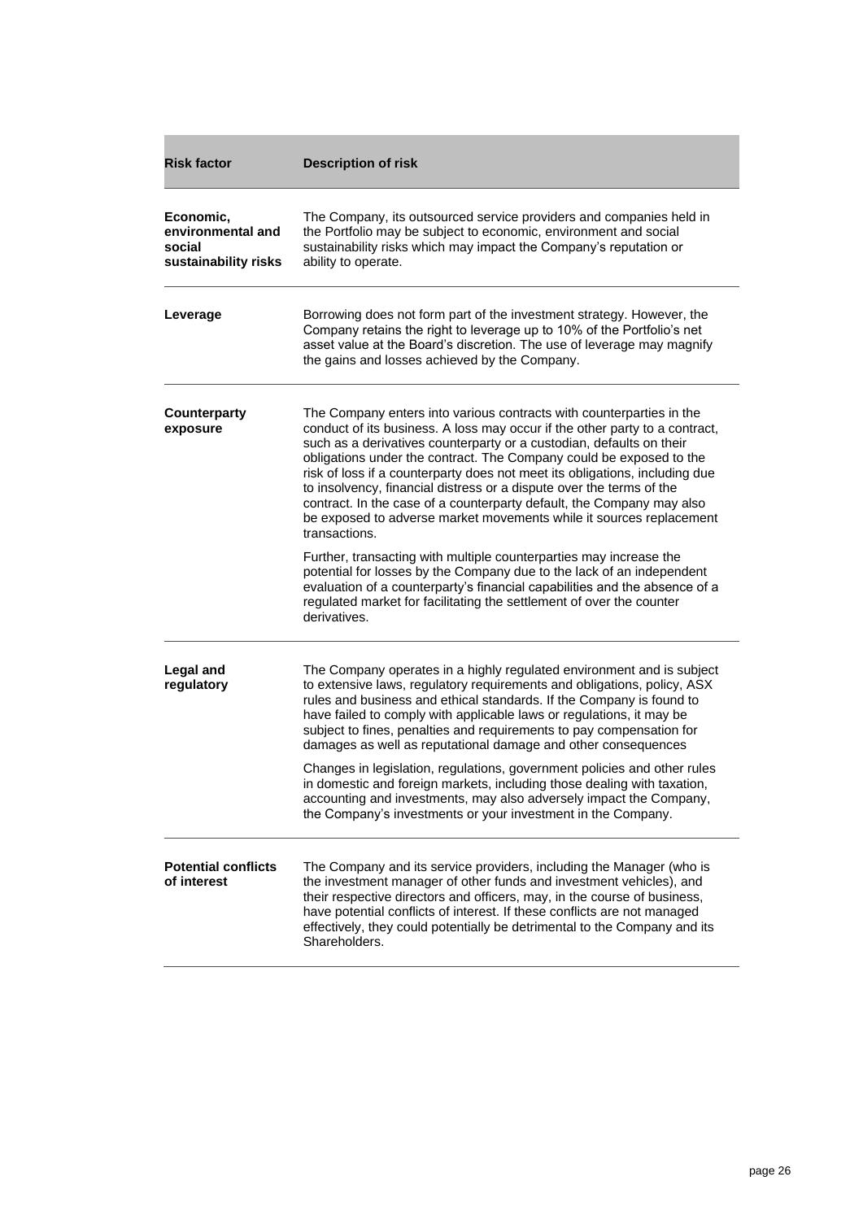| Risk factor | Description of risk |
| --- | --- |
| **Economic, environmental and social sustainability risks** | The Company, its outsourced service providers and companies held in the Portfolio may be subject to economic, environment and social sustainability risks which may impact the Company's reputation or ability to operate. |
| **Leverage** | Borrowing does not form part of the investment strategy. However, the Company retains the right to leverage up to 10% of the Portfolio's net asset value at the Board's discretion. The use of leverage may magnify the gains and losses achieved by the Company. |
| **Counterparty exposure** | The Company enters into various contracts with counterparties in the conduct of its business. A loss may occur if the other party to a contract, such as a derivatives counterparty or a custodian, defaults on their obligations under the contract. The Company could be exposed to the risk of loss if a counterparty does not meet its obligations, including due to insolvency, financial distress or a dispute over the terms of the contract. In the case of a counterparty default, the Company may also be exposed to adverse market movements while it sources replacement transactions.<br><br>Further, transacting with multiple counterparties may increase the potential for losses by the Company due to the lack of an independent evaluation of a counterparty's financial capabilities and the absence of a regulated market for facilitating the settlement of over the counter derivatives. |
| **Legal and regulatory** | The Company operates in a highly regulated environment and is subject to extensive laws, regulatory requirements and obligations, policy, ASX rules and business and ethical standards. If the Company is found to have failed to comply with applicable laws or regulations, it may be subject to fines, penalties and requirements to pay compensation for damages as well as reputational damage and other consequences<br><br>Changes in legislation, regulations, government policies and other rules in domestic and foreign markets, including those dealing with taxation, accounting and investments, may also adversely impact the Company, the Company's investments or your investment in the Company. |
| **Potential conflicts of interest** | The Company and its service providers, including the Manager (who is the investment manager of other funds and investment vehicles), and their respective directors and officers, may, in the course of business, have potential conflicts of interest. If these conflicts are not managed effectively, they could potentially be detrimental to the Company and its Shareholders. |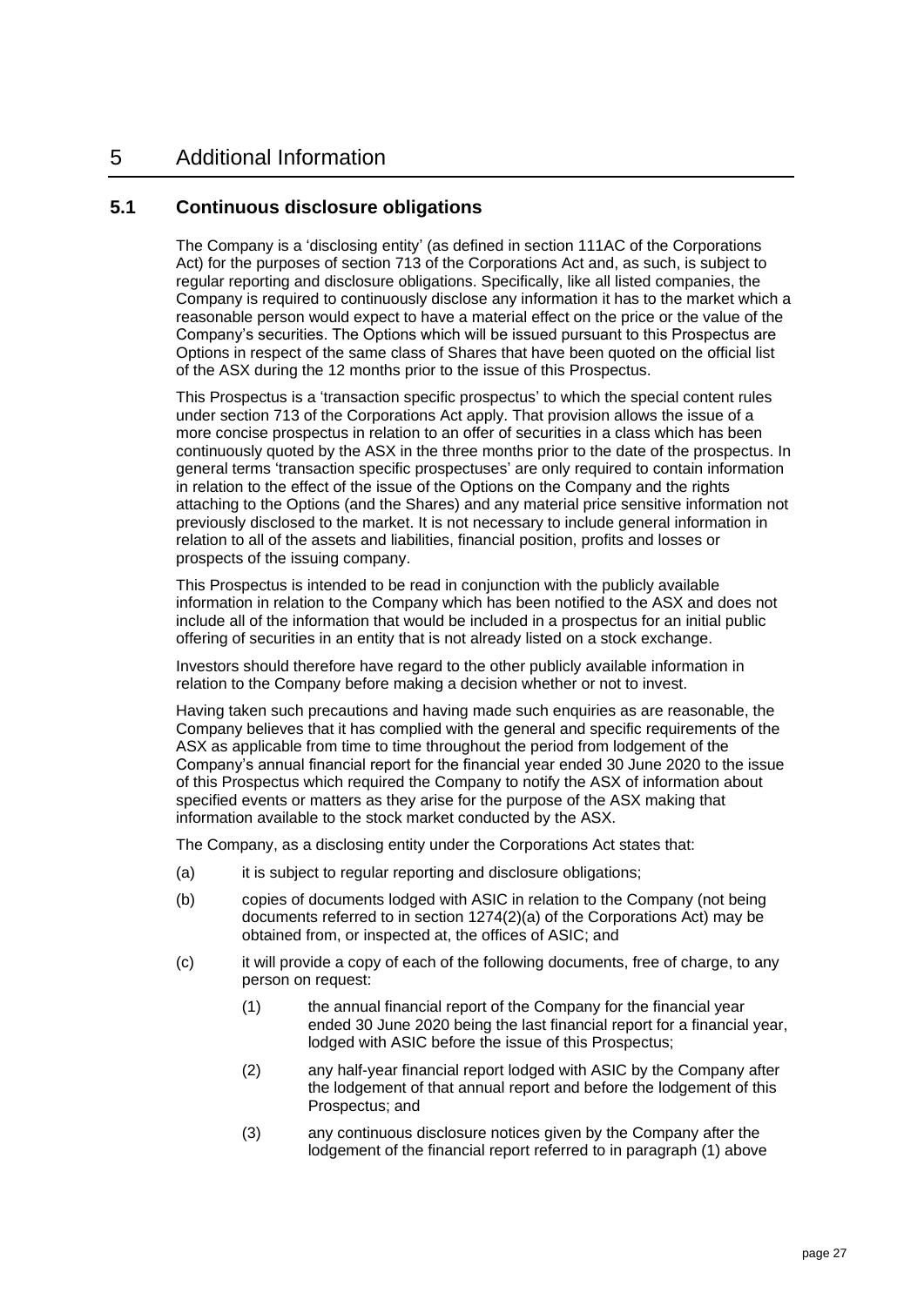# 5 Additional Information

## 5.1 Continuous disclosure obligations

The Company is a 'disclosing entity' (as defined in section 111AC of the Corporations Act) for the purposes of section 713 of the Corporations Act and, as such, is subject to regular reporting and disclosure obligations. Specifically, like all listed companies, the Company is required to continuously disclose any information it has to the market which a reasonable person would expect to have a material effect on the price or the value of the Company's securities. The Options which will be issued pursuant to this Prospectus are Options in respect of the same class of Shares that have been quoted on the official list of the ASX during the 12 months prior to the issue of this Prospectus.

This Prospectus is a 'transaction specific prospectus' to which the special content rules under section 713 of the Corporations Act apply. That provision allows the issue of a more concise prospectus in relation to an offer of securities in a class which has been continuously quoted by the ASX in the three months prior to the date of the prospectus. In general terms 'transaction specific prospectuses' are only required to contain information in relation to the effect of the issue of the Options on the Company and the rights attaching to the Options (and the Shares) and any material price sensitive information not previously disclosed to the market. It is not necessary to include general information in relation to all of the assets and liabilities, financial position, profits and losses or prospects of the issuing company.

This Prospectus is intended to be read in conjunction with the publicly available information in relation to the Company which has been notified to the ASX and does not include all of the information that would be included in a prospectus for an initial public offering of securities in an entity that is not already listed on a stock exchange.

Investors should therefore have regard to the other publicly available information in relation to the Company before making a decision whether or not to invest.

Having taken such precautions and having made such enquiries as are reasonable, the Company believes that it has complied with the general and specific requirements of the ASX as applicable from time to time throughout the period from lodgement of the Company's annual financial report for the financial year ended 30 June 2020 to the issue of this Prospectus which required the Company to notify the ASX of information about specified events or matters as they arise for the purpose of the ASX making that information available to the stock market conducted by the ASX.

The Company, as a disclosing entity under the Corporations Act states that:

(a) it is subject to regular reporting and disclosure obligations;

(b) copies of documents lodged with ASIC in relation to the Company (not being documents referred to in section 1274(2)(a) of the Corporations Act) may be obtained from, or inspected at, the offices of ASIC; and

(c) it will provide a copy of each of the following documents, free of charge, to any person on request:

    (1) the annual financial report of the Company for the financial year ended 30 June 2020 being the last financial report for a financial year, lodged with ASIC before the issue of this Prospectus;

    (2) any half-year financial report lodged with ASIC by the Company after the lodgement of that annual report and before the lodgement of this Prospectus; and

    (3) any continuous disclosure notices given by the Company after the lodgement of the financial report referred to in paragraph (1) above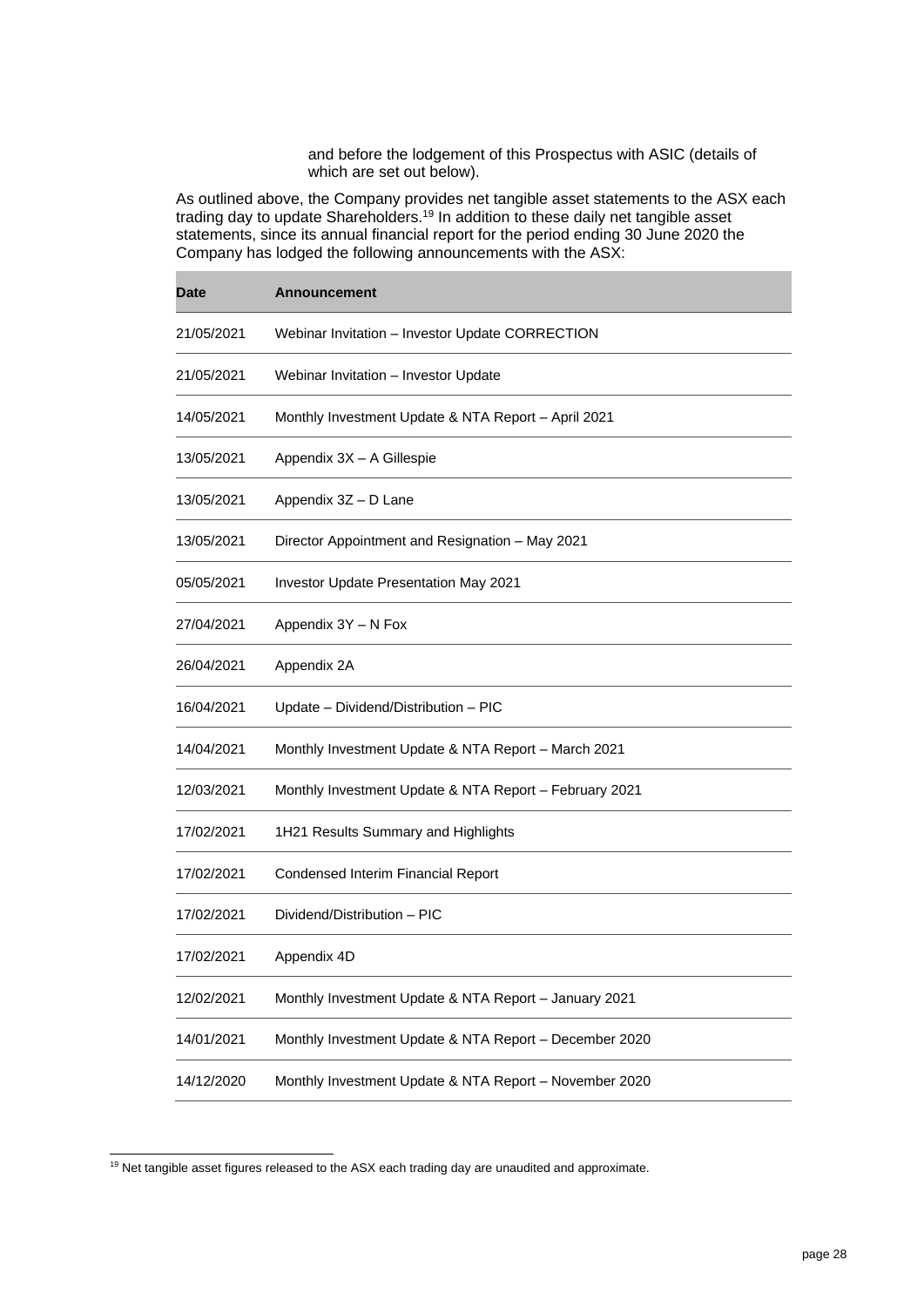and before the lodgement of this Prospectus with ASIC (details of which are set out below).

As outlined above, the Company provides net tangible asset statements to the ASX each trading day to update Shareholders.[19] In addition to these daily net tangible asset statements, since its annual financial report for the period ending 30 June 2020 the Company has lodged the following announcements with the ASX:

| Date | Announcement |
|---|---|
| 21/05/2021 | Webinar Invitation – Investor Update CORRECTION |
| 21/05/2021 | Webinar Invitation – Investor Update |
| 14/05/2021 | Monthly Investment Update & NTA Report – April 2021 |
| 13/05/2021 | Appendix 3X – A Gillespie |
| 13/05/2021 | Appendix 3Z – D Lane |
| 13/05/2021 | Director Appointment and Resignation – May 2021 |
| 05/05/2021 | Investor Update Presentation May 2021 |
| 27/04/2021 | Appendix 3Y – N Fox |
| 26/04/2021 | Appendix 2A |
| 16/04/2021 | Update – Dividend/Distribution – PIC |
| 14/04/2021 | Monthly Investment Update & NTA Report – March 2021 |
| 12/03/2021 | Monthly Investment Update & NTA Report – February 2021 |
| 17/02/2021 | 1H21 Results Summary and Highlights |
| 17/02/2021 | Condensed Interim Financial Report |
| 17/02/2021 | Dividend/Distribution – PIC |
| 17/02/2021 | Appendix 4D |
| 12/02/2021 | Monthly Investment Update & NTA Report – January 2021 |
| 14/01/2021 | Monthly Investment Update & NTA Report – December 2020 |
| 14/12/2020 | Monthly Investment Update & NTA Report – November 2020 |

[19] Net tangible asset figures released to the ASX each trading day are unaudited and approximate.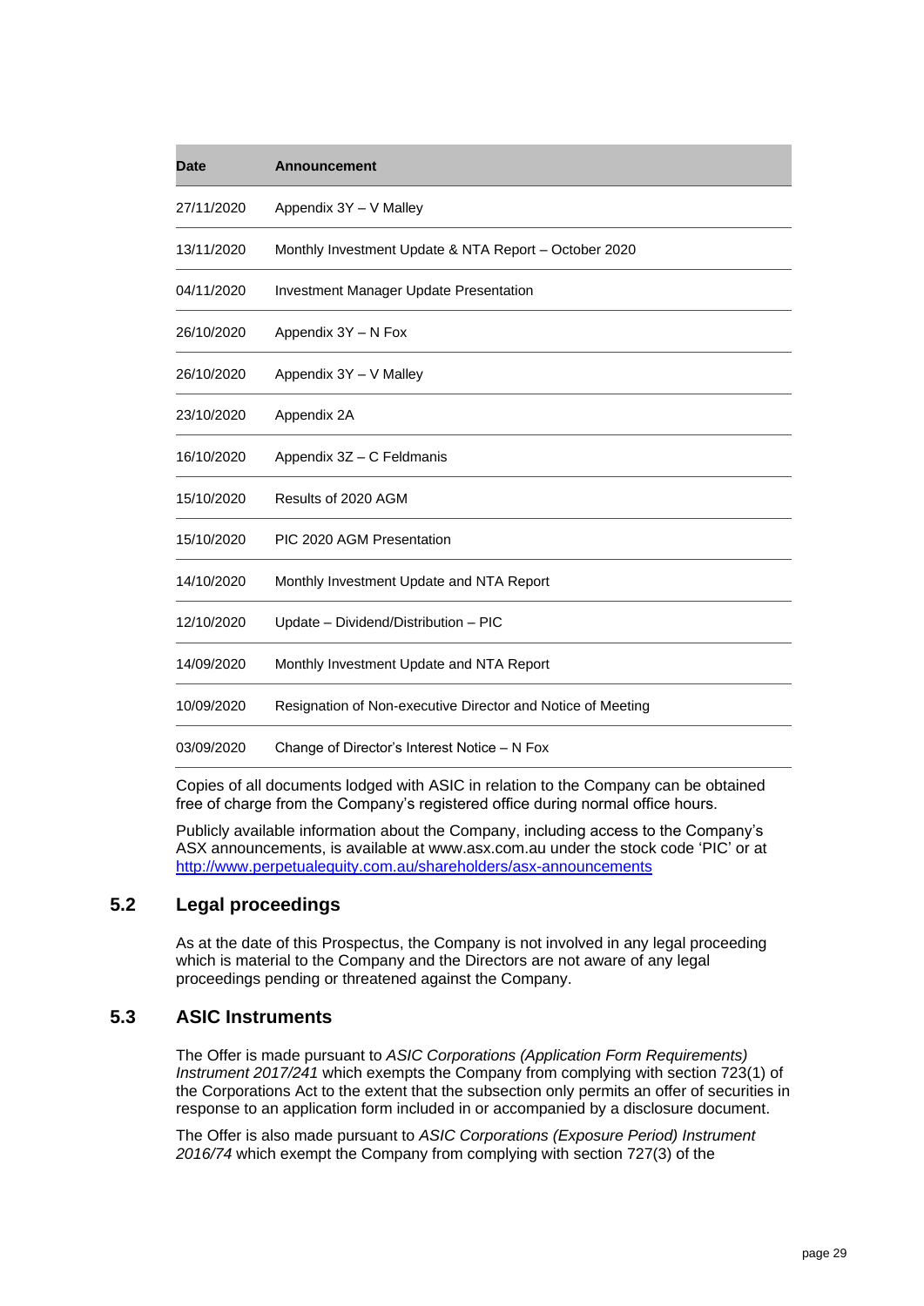| Date | Announcement |
|---|---|
| 27/11/2020 | Appendix 3Y – V Malley |
| 13/11/2020 | Monthly Investment Update & NTA Report – October 2020 |
| 04/11/2020 | Investment Manager Update Presentation |
| 26/10/2020 | Appendix 3Y – N Fox |
| 26/10/2020 | Appendix 3Y – V Malley |
| 23/10/2020 | Appendix 2A |
| 16/10/2020 | Appendix 3Z – C Feldmanis |
| 15/10/2020 | Results of 2020 AGM |
| 15/10/2020 | PIC 2020 AGM Presentation |
| 14/10/2020 | Monthly Investment Update and NTA Report |
| 12/10/2020 | Update – Dividend/Distribution – PIC |
| 14/09/2020 | Monthly Investment Update and NTA Report |
| 10/09/2020 | Resignation of Non-executive Director and Notice of Meeting |
| 03/09/2020 | Change of Director's Interest Notice – N Fox |

Copies of all documents lodged with ASIC in relation to the Company can be obtained free of charge from the Company's registered office during normal office hours.

Publicly available information about the Company, including access to the Company's ASX announcements, is available at www.asx.com.au under the stock code 'PIC' or at http://www.perpetualequity.com.au/shareholders/asx-announcements

## 5.2 Legal proceedings

As at the date of this Prospectus, the Company is not involved in any legal proceeding which is material to the Company and the Directors are not aware of any legal proceedings pending or threatened against the Company.

## 5.3 ASIC Instruments

The Offer is made pursuant to *ASIC Corporations (Application Form Requirements) Instrument 2017/241* which exempts the Company from complying with section 723(1) of the Corporations Act to the extent that the subsection only permits an offer of securities in response to an application form included in or accompanied by a disclosure document.

The Offer is also made pursuant to *ASIC Corporations (Exposure Period) Instrument 2016/74* which exempt the Company from complying with section 727(3) of the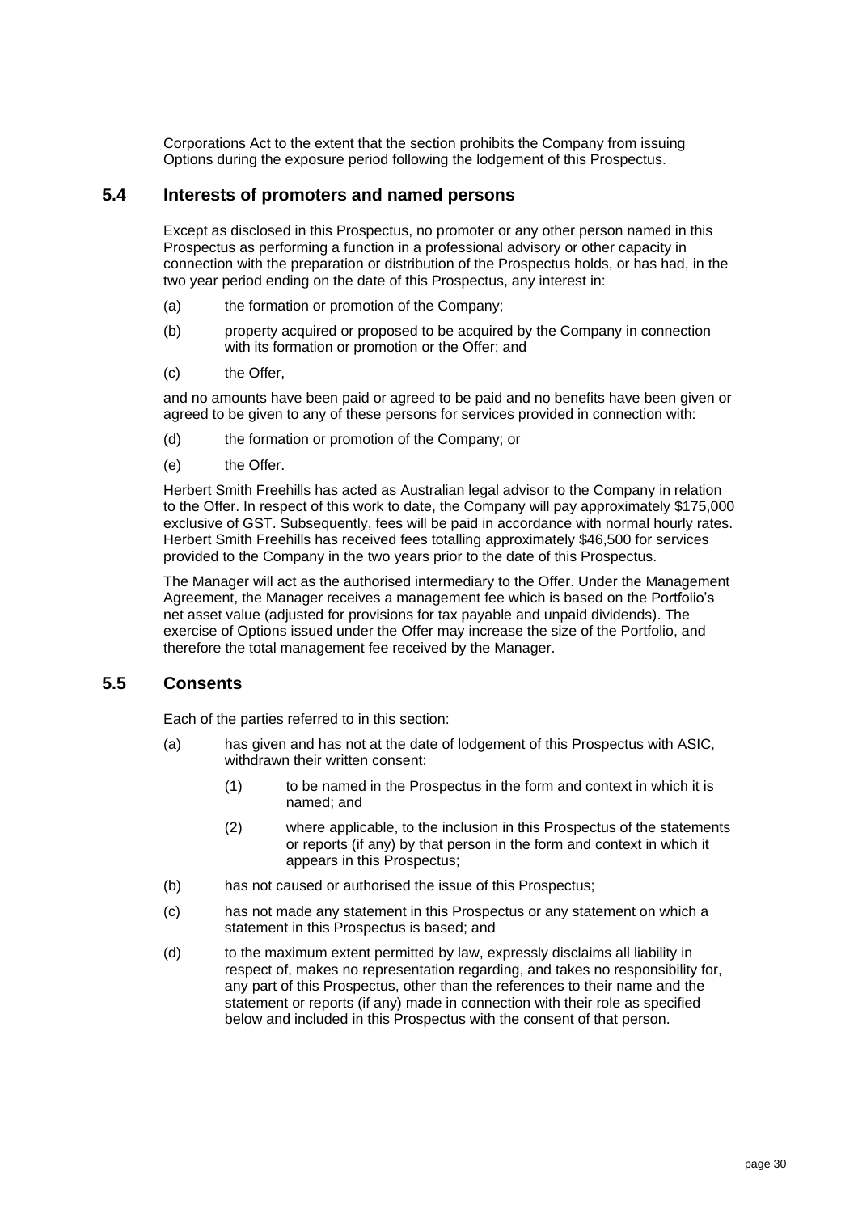Corporations Act to the extent that the section prohibits the Company from issuing Options during the exposure period following the lodgement of this Prospectus.

## 5.4 Interests of promoters and named persons

Except as disclosed in this Prospectus, no promoter or any other person named in this Prospectus as performing a function in a professional advisory or other capacity in connection with the preparation or distribution of the Prospectus holds, or has had, in the two year period ending on the date of this Prospectus, any interest in:

(a) the formation or promotion of the Company;

(b) property acquired or proposed to be acquired by the Company in connection with its formation or promotion or the Offer; and

(c) the Offer,

and no amounts have been paid or agreed to be paid and no benefits have been given or agreed to be given to any of these persons for services provided in connection with:

(d) the formation or promotion of the Company; or

(e) the Offer.

Herbert Smith Freehills has acted as Australian legal advisor to the Company in relation to the Offer. In respect of this work to date, the Company will pay approximately $175,000 exclusive of GST. Subsequently, fees will be paid in accordance with normal hourly rates. Herbert Smith Freehills has received fees totalling approximately $46,500 for services provided to the Company in the two years prior to the date of this Prospectus.

The Manager will act as the authorised intermediary to the Offer. Under the Management Agreement, the Manager receives a management fee which is based on the Portfolio's net asset value (adjusted for provisions for tax payable and unpaid dividends). The exercise of Options issued under the Offer may increase the size of the Portfolio, and therefore the total management fee received by the Manager.

## 5.5 Consents

Each of the parties referred to in this section:

(a) has given and has not at the date of lodgement of this Prospectus with ASIC, withdrawn their written consent:

  (1) to be named in the Prospectus in the form and context in which it is named; and

  (2) where applicable, to the inclusion in this Prospectus of the statements or reports (if any) by that person in the form and context in which it appears in this Prospectus;

(b) has not caused or authorised the issue of this Prospectus;

(c) has not made any statement in this Prospectus or any statement on which a statement in this Prospectus is based; and

(d) to the maximum extent permitted by law, expressly disclaims all liability in respect of, makes no representation regarding, and takes no responsibility for, any part of this Prospectus, other than the references to their name and the statement or reports (if any) made in connection with their role as specified below and included in this Prospectus with the consent of that person.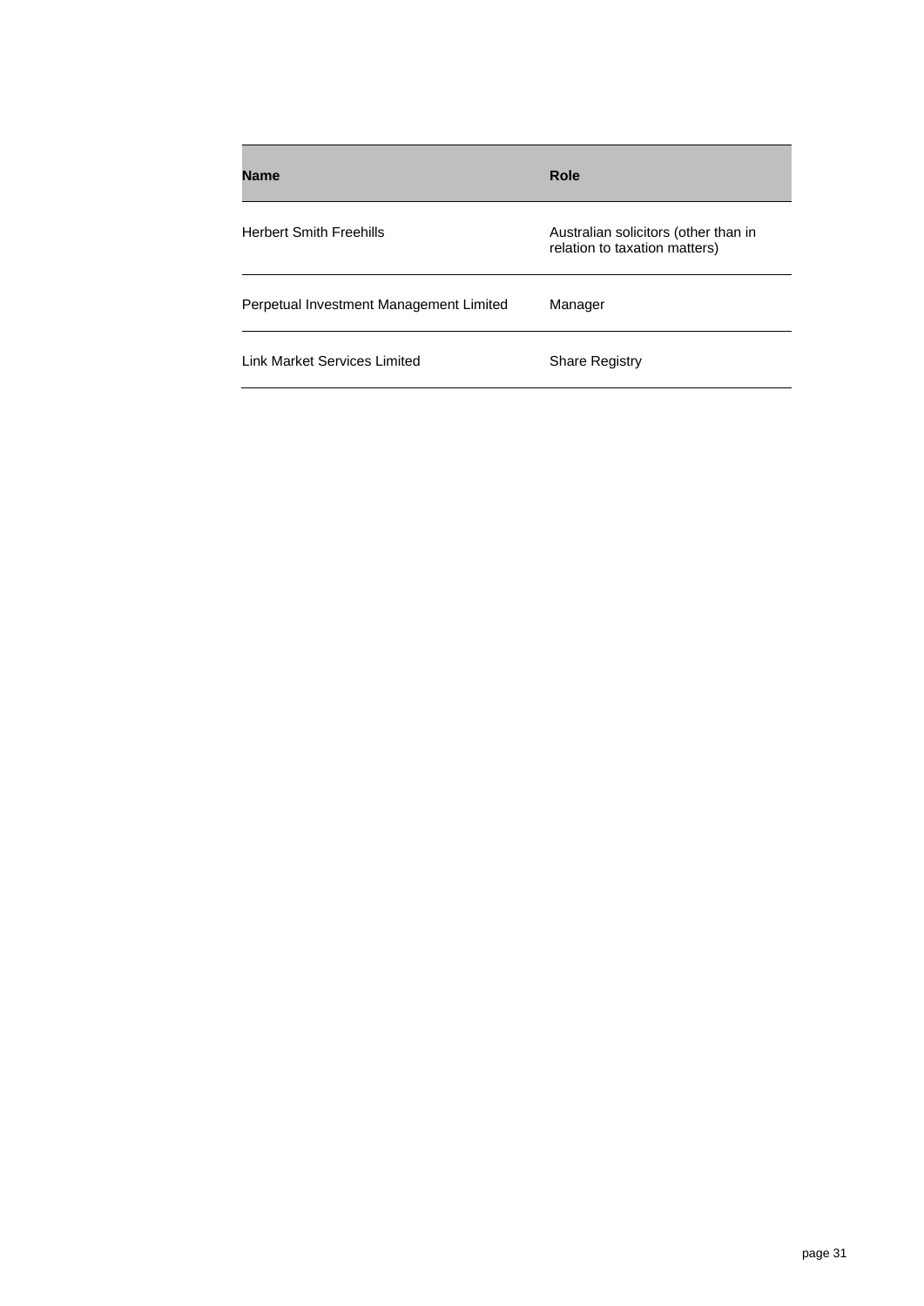| Name | Role |
| --- | --- |
| Herbert Smith Freehills | Australian solicitors (other than in relation to taxation matters) |
| Perpetual Investment Management Limited | Manager |
| Link Market Services Limited | Share Registry |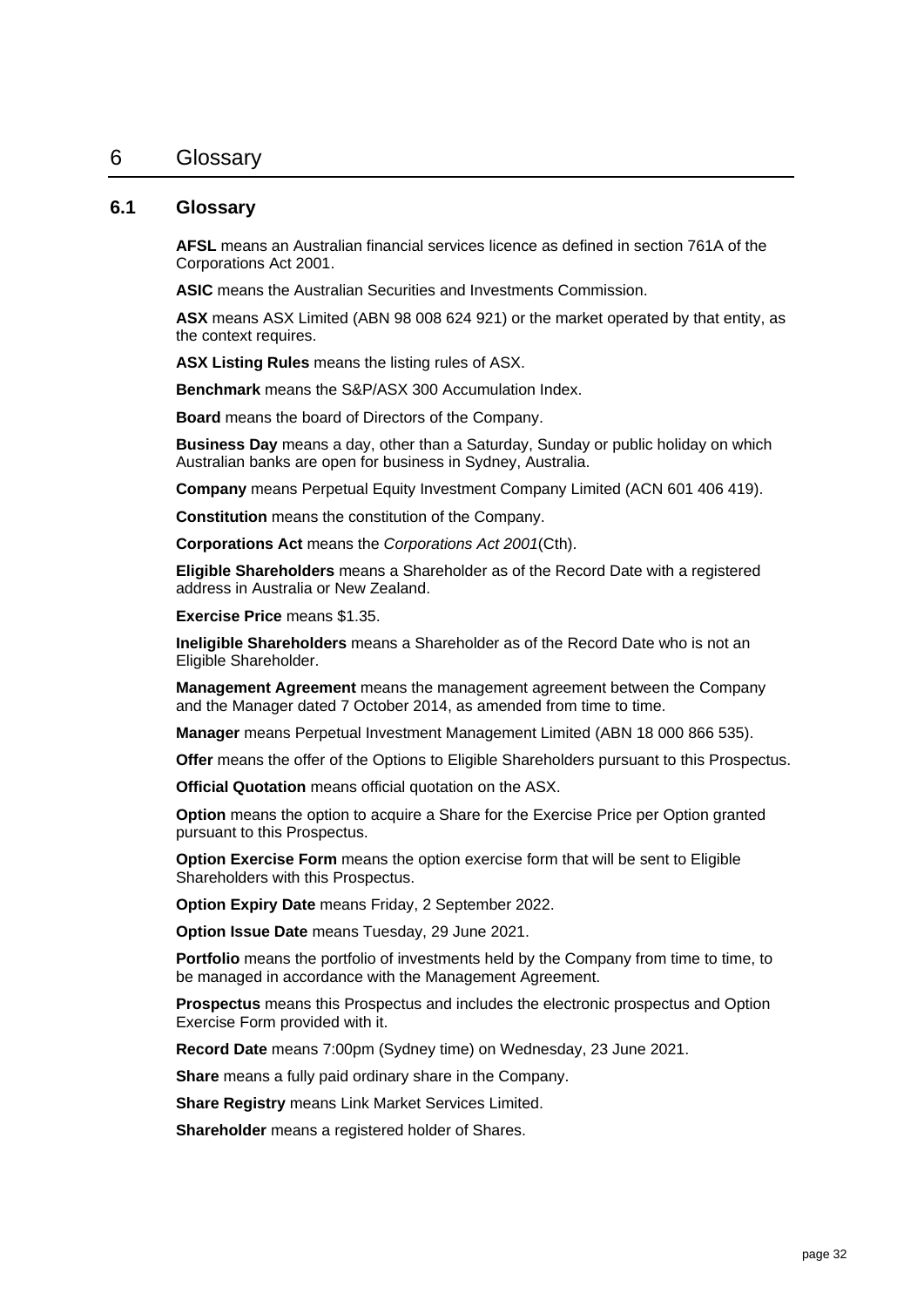# 6 Glossary

## 6.1 Glossary

**AFSL** means an Australian financial services licence as defined in section 761A of the Corporations Act 2001.

**ASIC** means the Australian Securities and Investments Commission.

**ASX** means ASX Limited (ABN 98 008 624 921) or the market operated by that entity, as the context requires.

**ASX Listing Rules** means the listing rules of ASX.

**Benchmark** means the S&P/ASX 300 Accumulation Index.

**Board** means the board of Directors of the Company.

**Business Day** means a day, other than a Saturday, Sunday or public holiday on which Australian banks are open for business in Sydney, Australia.

**Company** means Perpetual Equity Investment Company Limited (ACN 601 406 419).

**Constitution** means the constitution of the Company.

**Corporations Act** means the *Corporations Act 2001*(Cth).

**Eligible Shareholders** means a Shareholder as of the Record Date with a registered address in Australia or New Zealand.

**Exercise Price** means $1.35.

**Ineligible Shareholders** means a Shareholder as of the Record Date who is not an Eligible Shareholder.

**Management Agreement** means the management agreement between the Company and the Manager dated 7 October 2014, as amended from time to time.

**Manager** means Perpetual Investment Management Limited (ABN 18 000 866 535).

**Offer** means the offer of the Options to Eligible Shareholders pursuant to this Prospectus.

**Official Quotation** means official quotation on the ASX.

**Option** means the option to acquire a Share for the Exercise Price per Option granted pursuant to this Prospectus.

**Option Exercise Form** means the option exercise form that will be sent to Eligible Shareholders with this Prospectus.

**Option Expiry Date** means Friday, 2 September 2022.

**Option Issue Date** means Tuesday, 29 June 2021.

**Portfolio** means the portfolio of investments held by the Company from time to time, to be managed in accordance with the Management Agreement.

**Prospectus** means this Prospectus and includes the electronic prospectus and Option Exercise Form provided with it.

**Record Date** means 7:00pm (Sydney time) on Wednesday, 23 June 2021.

**Share** means a fully paid ordinary share in the Company.

**Share Registry** means Link Market Services Limited.

**Shareholder** means a registered holder of Shares.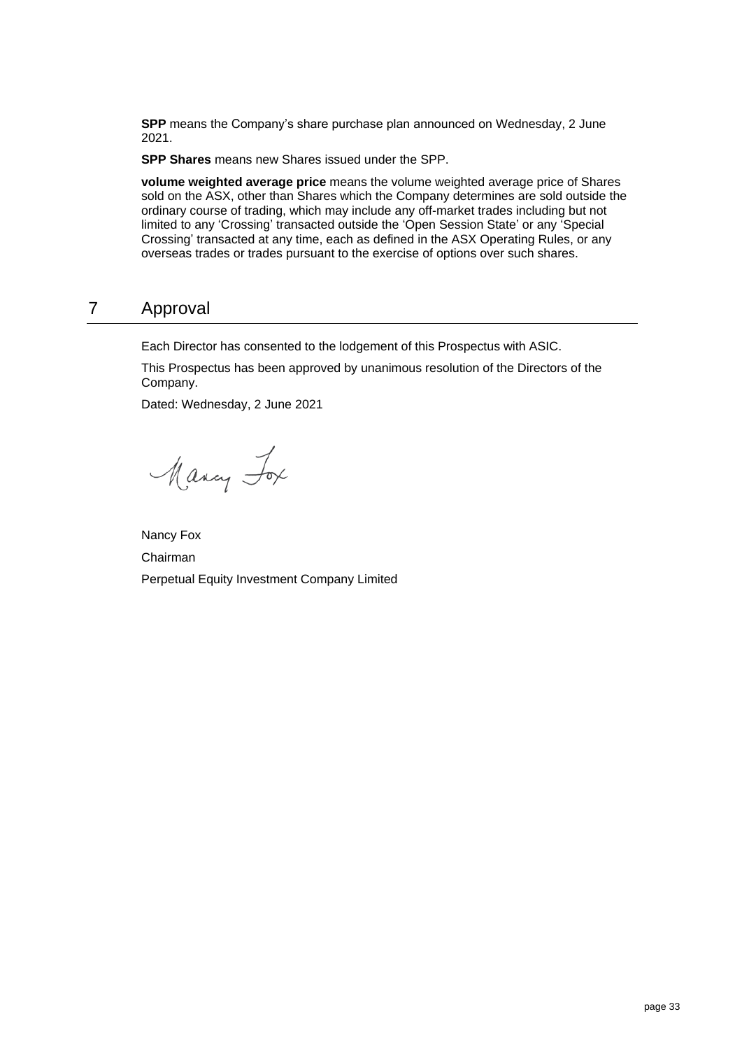**SPP** means the Company's share purchase plan announced on Wednesday, 2 June 2021.

**SPP Shares** means new Shares issued under the SPP.

**volume weighted average price** means the volume weighted average price of Shares sold on the ASX, other than Shares which the Company determines are sold outside the ordinary course of trading, which may include any off-market trades including but not limited to any 'Crossing' transacted outside the 'Open Session State' or any 'Special Crossing' transacted at any time, each as defined in the ASX Operating Rules, or any overseas trades or trades pursuant to the exercise of options over such shares.

# 7 Approval

Each Director has consented to the lodgement of this Prospectus with ASIC.

This Prospectus has been approved by unanimous resolution of the Directors of the Company.

Dated: Wednesday, 2 June 2021

Nancy Fox

Nancy Fox

Chairman

Perpetual Equity Investment Company Limited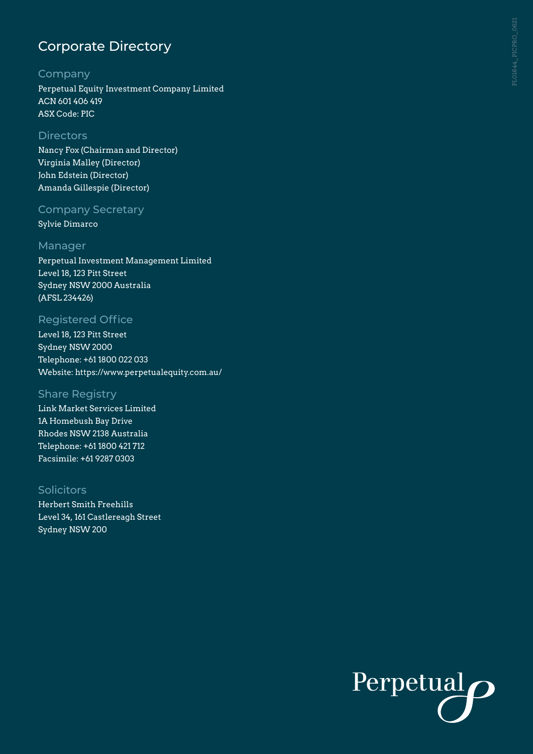# Corporate Directory

## Company

Perpetual Equity Investment Company Limited
ACN 601 406 419
ASX Code: PIC

## Directors

Nancy Fox (Chairman and Director)
Virginia Malley (Director)
John Edstein (Director)
Amanda Gillespie (Director)

## Company Secretary

Sylvie Dimarco

## Manager

Perpetual Investment Management Limited
Level 18, 123 Pitt Street
Sydney NSW 2000 Australia
(AFSL 234426)

## Registered Office

Level 18, 123 Pitt Street
Sydney NSW 2000
Telephone: +61 1800 022 033
Website: https://www.perpetualequity.com.au/

## Share Registry

Link Market Services Limited
1A Homebush Bay Drive
Rhodes NSW 2138 Australia
Telephone: +61 1800 421 712
Facsimile: +61 9287 0303

## Solicitors

Herbert Smith Freehills
Level 34, 161 Castlereagh Street
Sydney NSW 200

PL01644_PICPRO_0621

Perpetual